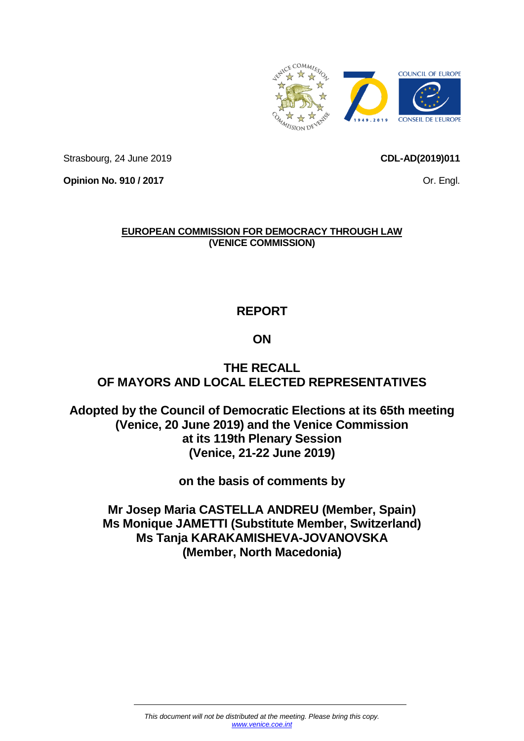Strasbourg, 24 June 2019

**CDL-AD(2019)011**

**Opinion No. 910 / 2017**

Or. Engl.

**EUROPEAN COMMISSION FOR DEMOCRACY THROUGH LAW**
**(VENICE COMMISSION)**

# REPORT

# ON

# THE RECALL OF MAYORS AND LOCAL ELECTED REPRESENTATIVES

**Adopted by the Council of Democratic Elections at its 65th meeting (Venice, 20 June 2019) and the Venice Commission at its 119th Plenary Session (Venice, 21-22 June 2019)**

**on the basis of comments by**

**Mr Josep Maria CASTELLA ANDREU (Member, Spain)**
**Ms Monique JAMETTI (Substitute Member, Switzerland)**
**Ms Tanja KARAKAMISHEVA-JOVANOVSKA (Member, North Macedonia)**

*This document will not be distributed at the meeting. Please bring this copy.*
*www.venice.coe.int*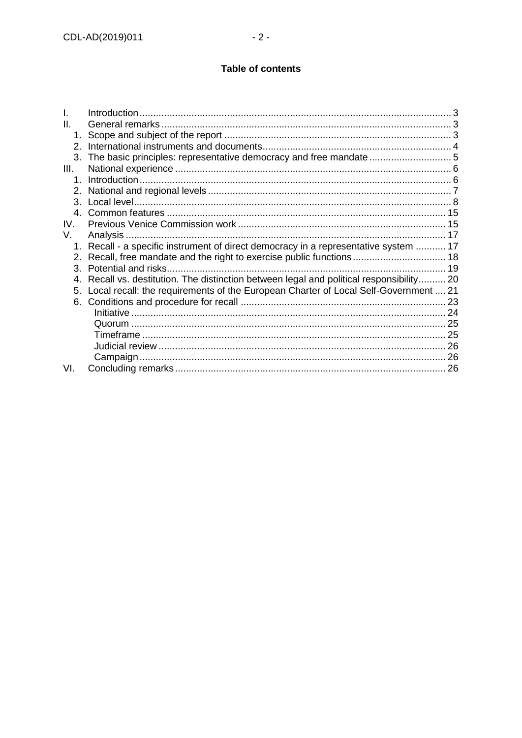**Table of contents**

- I. Introduction ... 3
- II. General remarks ... 3
  - 1. Scope and subject of the report ... 3
  - 2. International instruments and documents ... 4
  - 3. The basic principles: representative democracy and free mandate ... 5
- III. National experience ... 6
  - 1. Introduction ... 6
  - 2. National and regional levels ... 7
  - 3. Local level ... 8
  - 4. Common features ... 15
- IV. Previous Venice Commission work ... 15
- V. Analysis ... 17
  - 1. Recall - a specific instrument of direct democracy in a representative system ... 17
  - 2. Recall, free mandate and the right to exercise public functions ... 18
  - 3. Potential and risks ... 19
  - 4. Recall vs. destitution. The distinction between legal and political responsibility ... 20
  - 5. Local recall: the requirements of the European Charter of Local Self-Government ... 21
  - 6. Conditions and procedure for recall ... 23
    - Initiative ... 24
    - Quorum ... 25
    - Timeframe ... 25
    - Judicial review ... 26
    - Campaign ... 26
- VI. Concluding remarks ... 26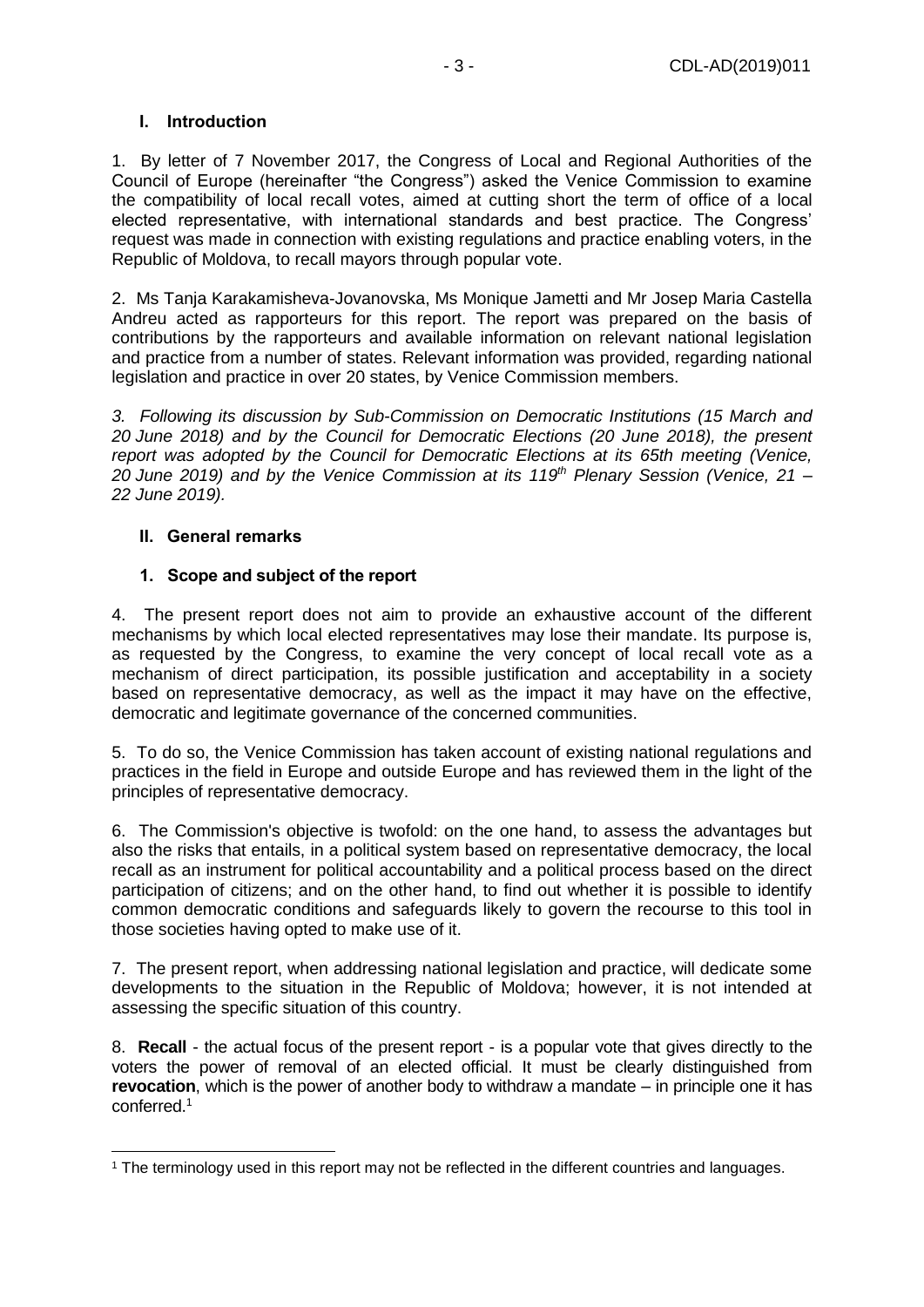## I. Introduction

1. By letter of 7 November 2017, the Congress of Local and Regional Authorities of the Council of Europe (hereinafter "the Congress") asked the Venice Commission to examine the compatibility of local recall votes, aimed at cutting short the term of office of a local elected representative, with international standards and best practice. The Congress' request was made in connection with existing regulations and practice enabling voters, in the Republic of Moldova, to recall mayors through popular vote.

2. Ms Tanja Karakamisheva-Jovanovska, Ms Monique Jametti and Mr Josep Maria Castella Andreu acted as rapporteurs for this report. The report was prepared on the basis of contributions by the rapporteurs and available information on relevant national legislation and practice from a number of states. Relevant information was provided, regarding national legislation and practice in over 20 states, by Venice Commission members.

*3. Following its discussion by Sub-Commission on Democratic Institutions (15 March and 20 June 2018) and by the Council for Democratic Elections (20 June 2018), the present report was adopted by the Council for Democratic Elections at its 65th meeting (Venice, 20 June 2019) and by the Venice Commission at its 119th Plenary Session (Venice, 21 – 22 June 2019).*

## II. General remarks

### 1. Scope and subject of the report

4. The present report does not aim to provide an exhaustive account of the different mechanisms by which local elected representatives may lose their mandate. Its purpose is, as requested by the Congress, to examine the very concept of local recall vote as a mechanism of direct participation, its possible justification and acceptability in a society based on representative democracy, as well as the impact it may have on the effective, democratic and legitimate governance of the concerned communities.

5. To do so, the Venice Commission has taken account of existing national regulations and practices in the field in Europe and outside Europe and has reviewed them in the light of the principles of representative democracy.

6. The Commission's objective is twofold: on the one hand, to assess the advantages but also the risks that entails, in a political system based on representative democracy, the local recall as an instrument for political accountability and a political process based on the direct participation of citizens; and on the other hand, to find out whether it is possible to identify common democratic conditions and safeguards likely to govern the recourse to this tool in those societies having opted to make use of it.

7. The present report, when addressing national legislation and practice, will dedicate some developments to the situation in the Republic of Moldova; however, it is not intended at assessing the specific situation of this country.

8. **Recall** - the actual focus of the present report - is a popular vote that gives directly to the voters the power of removal of an elected official. It must be clearly distinguished from **revocation**, which is the power of another body to withdraw a mandate – in principle one it has conferred.[1]

[1] The terminology used in this report may not be reflected in the different countries and languages.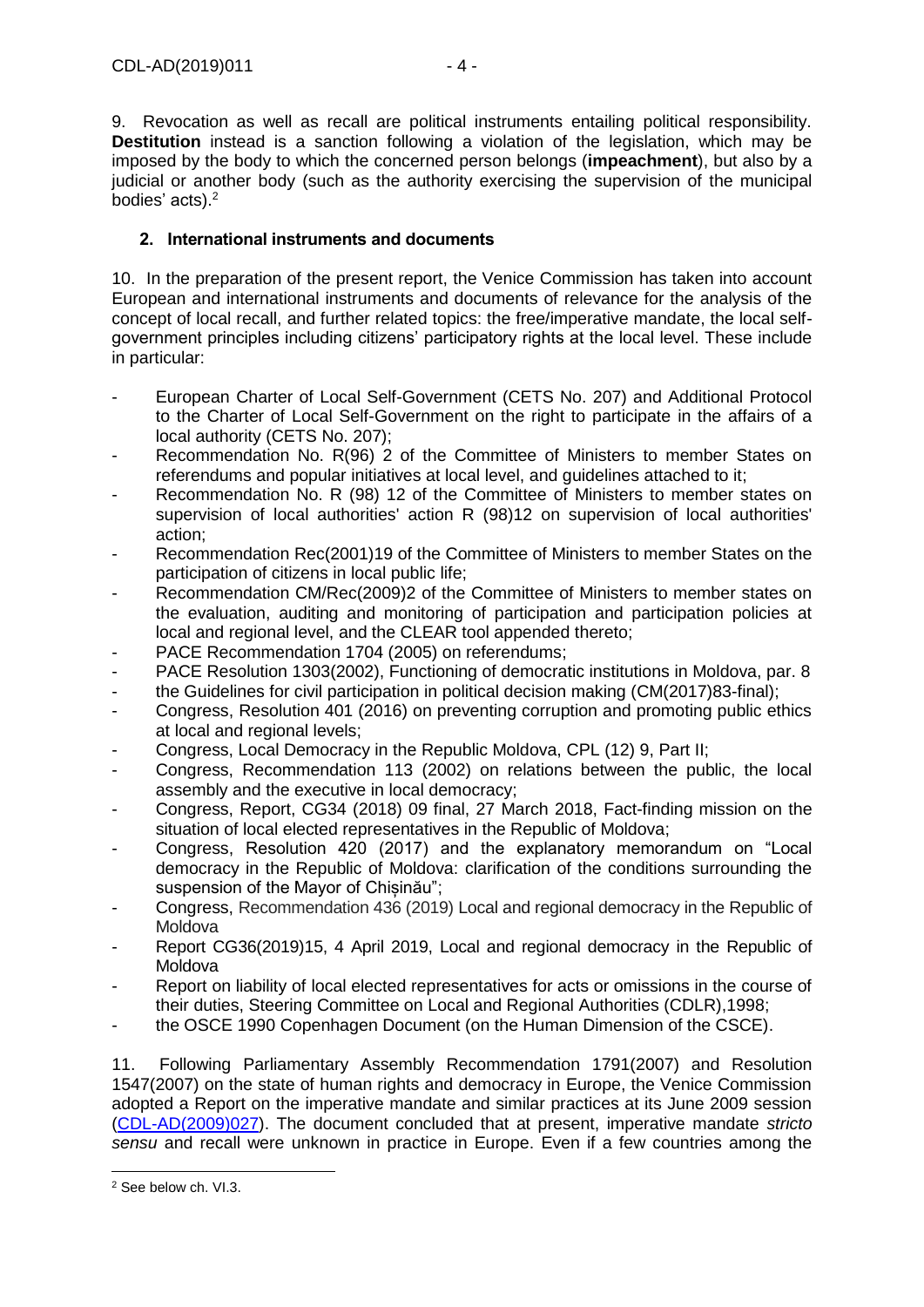9. Revocation as well as recall are political instruments entailing political responsibility. **Destitution** instead is a sanction following a violation of the legislation, which may be imposed by the body to which the concerned person belongs (**impeachment**), but also by a judicial or another body (such as the authority exercising the supervision of the municipal bodies' acts).[2]

## 2. International instruments and documents

10. In the preparation of the present report, the Venice Commission has taken into account European and international instruments and documents of relevance for the analysis of the concept of local recall, and further related topics: the free/imperative mandate, the local self-government principles including citizens' participatory rights at the local level. These include in particular:

- European Charter of Local Self-Government (CETS No. 207) and Additional Protocol to the Charter of Local Self-Government on the right to participate in the affairs of a local authority (CETS No. 207);
- Recommendation No. R(96) 2 of the Committee of Ministers to member States on referendums and popular initiatives at local level, and guidelines attached to it;
- Recommendation No. R (98) 12 of the Committee of Ministers to member states on supervision of local authorities' action R (98)12 on supervision of local authorities' action;
- Recommendation Rec(2001)19 of the Committee of Ministers to member States on the participation of citizens in local public life;
- Recommendation CM/Rec(2009)2 of the Committee of Ministers to member states on the evaluation, auditing and monitoring of participation and participation policies at local and regional level, and the CLEAR tool appended thereto;
- PACE Recommendation 1704 (2005) on referendums;
- PACE Resolution 1303(2002), Functioning of democratic institutions in Moldova, par. 8
- the Guidelines for civil participation in political decision making (CM(2017)83-final);
- Congress, Resolution 401 (2016) on preventing corruption and promoting public ethics at local and regional levels;
- Congress, Local Democracy in the Republic Moldova, CPL (12) 9, Part II;
- Congress, Recommendation 113 (2002) on relations between the public, the local assembly and the executive in local democracy;
- Congress, Report, CG34 (2018) 09 final, 27 March 2018, Fact-finding mission on the situation of local elected representatives in the Republic of Moldova;
- Congress, Resolution 420 (2017) and the explanatory memorandum on "Local democracy in the Republic of Moldova: clarification of the conditions surrounding the suspension of the Mayor of Chișinău";
- Congress, Recommendation 436 (2019) Local and regional democracy in the Republic of Moldova
- Report CG36(2019)15, 4 April 2019, Local and regional democracy in the Republic of Moldova
- Report on liability of local elected representatives for acts or omissions in the course of their duties, Steering Committee on Local and Regional Authorities (CDLR),1998;
- the OSCE 1990 Copenhagen Document (on the Human Dimension of the CSCE).

11. Following Parliamentary Assembly Recommendation 1791(2007) and Resolution 1547(2007) on the state of human rights and democracy in Europe, the Venice Commission adopted a Report on the imperative mandate and similar practices at its June 2009 session (CDL-AD(2009)027). The document concluded that at present, imperative mandate *stricto sensu* and recall were unknown in practice in Europe. Even if a few countries among the

[2] See below ch. VI.3.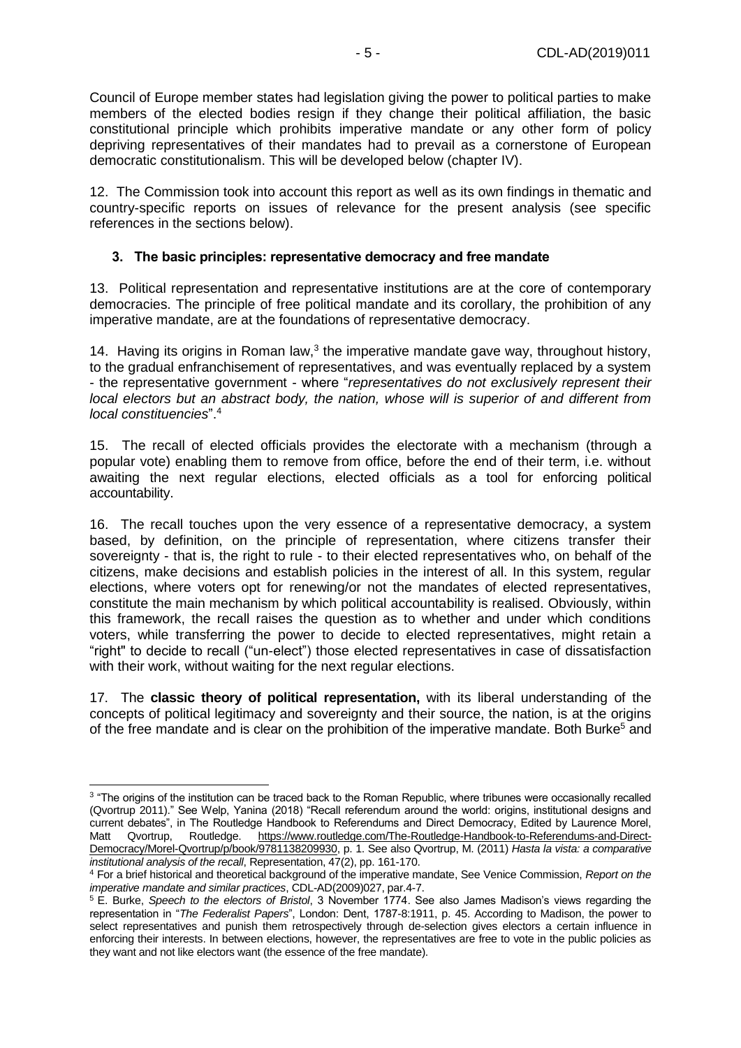Council of Europe member states had legislation giving the power to political parties to make members of the elected bodies resign if they change their political affiliation, the basic constitutional principle which prohibits imperative mandate or any other form of policy depriving representatives of their mandates had to prevail as a cornerstone of European democratic constitutionalism. This will be developed below (chapter IV).

12. The Commission took into account this report as well as its own findings in thematic and country-specific reports on issues of relevance for the present analysis (see specific references in the sections below).

### 3. The basic principles: representative democracy and free mandate

13. Political representation and representative institutions are at the core of contemporary democracies. The principle of free political mandate and its corollary, the prohibition of any imperative mandate, are at the foundations of representative democracy.

14. Having its origins in Roman law,[3] the imperative mandate gave way, throughout history, to the gradual enfranchisement of representatives, and was eventually replaced by a system - the representative government - where "*representatives do not exclusively represent their local electors but an abstract body, the nation, whose will is superior of and different from local constituencies*".[4]

15. The recall of elected officials provides the electorate with a mechanism (through a popular vote) enabling them to remove from office, before the end of their term, i.e. without awaiting the next regular elections, elected officials as a tool for enforcing political accountability.

16. The recall touches upon the very essence of a representative democracy, a system based, by definition, on the principle of representation, where citizens transfer their sovereignty - that is, the right to rule - to their elected representatives who, on behalf of the citizens, make decisions and establish policies in the interest of all. In this system, regular elections, where voters opt for renewing/or not the mandates of elected representatives, constitute the main mechanism by which political accountability is realised. Obviously, within this framework, the recall raises the question as to whether and under which conditions voters, while transferring the power to decide to elected representatives, might retain a "right" to decide to recall ("un-elect") those elected representatives in case of dissatisfaction with their work, without waiting for the next regular elections.

17. The **classic theory of political representation,** with its liberal understanding of the concepts of political legitimacy and sovereignty and their source, the nation, is at the origins of the free mandate and is clear on the prohibition of the imperative mandate. Both Burke[5] and

---

[3] "The origins of the institution can be traced back to the Roman Republic, where tribunes were occasionally recalled (Qvortrup 2011)." See Welp, Yanina (2018) "Recall referendum around the world: origins, institutional designs and current debates", in The Routledge Handbook to Referendums and Direct Democracy, Edited by Laurence Morel, Matt Qvortrup, Routledge. https://www.routledge.com/The-Routledge-Handbook-to-Referendums-and-Direct-Democracy/Morel-Qvortrup/p/book/9781138209930, p. 1. See also Qvortrup, M. (2011) *Hasta la vista: a comparative institutional analysis of the recall*, Representation, 47(2), pp. 161-170.

[4] For a brief historical and theoretical background of the imperative mandate, See Venice Commission, *Report on the imperative mandate and similar practices*, CDL-AD(2009)027, par.4-7.

[5] E. Burke, *Speech to the electors of Bristol*, 3 November 1774. See also James Madison's views regarding the representation in "*The Federalist Papers*", London: Dent, 1787-8:1911, p. 45. According to Madison, the power to select representatives and punish them retrospectively through de-selection gives electors a certain influence in enforcing their interests. In between elections, however, the representatives are free to vote in the public policies as they want and not like electors want (the essence of the free mandate).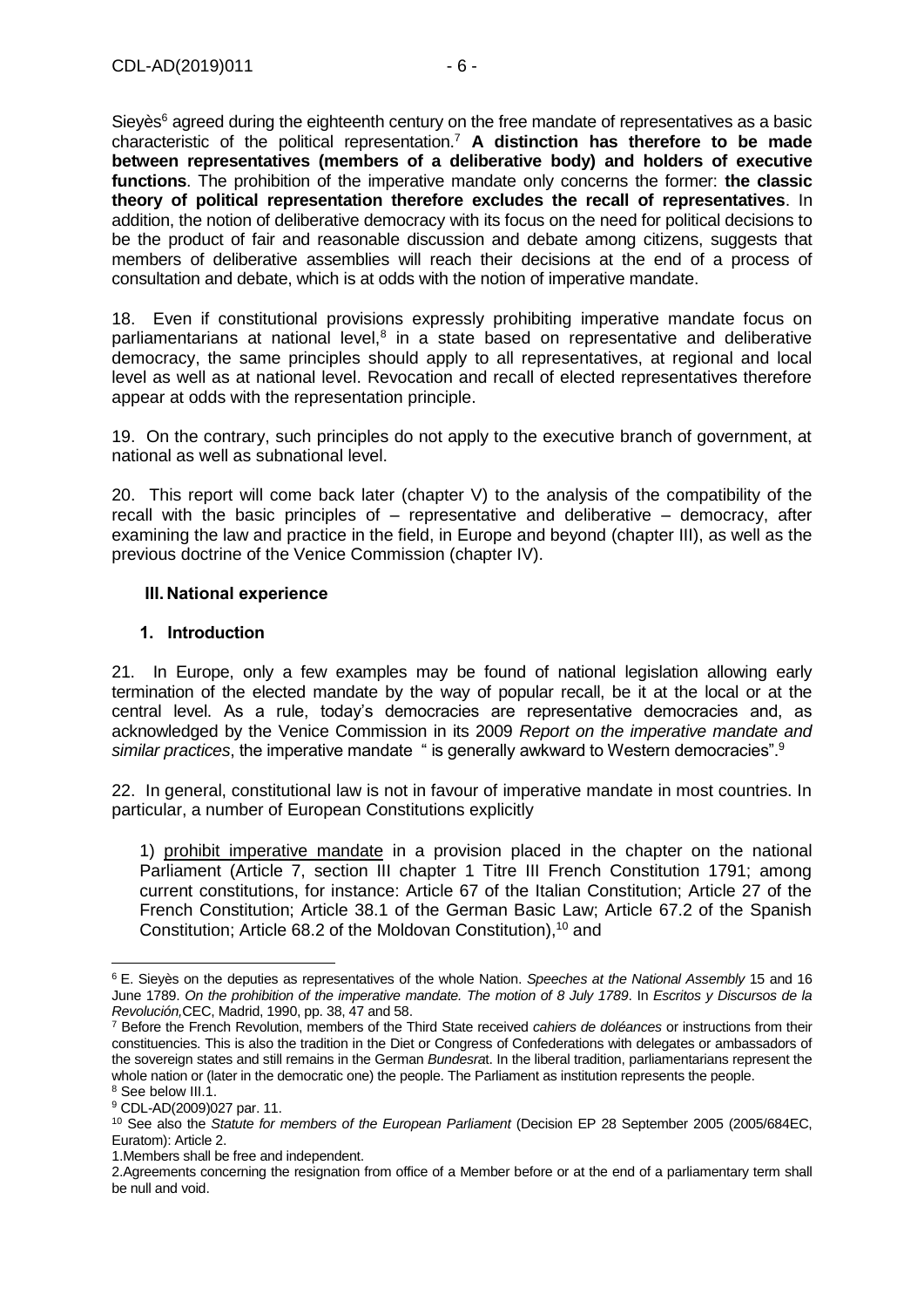Sieyès[6] agreed during the eighteenth century on the free mandate of representatives as a basic characteristic of the political representation.[7] **A distinction has therefore to be made between representatives (members of a deliberative body) and holders of executive functions**. The prohibition of the imperative mandate only concerns the former: **the classic theory of political representation therefore excludes the recall of representatives**. In addition, the notion of deliberative democracy with its focus on the need for political decisions to be the product of fair and reasonable discussion and debate among citizens, suggests that members of deliberative assemblies will reach their decisions at the end of a process of consultation and debate, which is at odds with the notion of imperative mandate.

18. Even if constitutional provisions expressly prohibiting imperative mandate focus on parliamentarians at national level,[8] in a state based on representative and deliberative democracy, the same principles should apply to all representatives, at regional and local level as well as at national level. Revocation and recall of elected representatives therefore appear at odds with the representation principle.

19. On the contrary, such principles do not apply to the executive branch of government, at national as well as subnational level.

20. This report will come back later (chapter V) to the analysis of the compatibility of the recall with the basic principles of – representative and deliberative – democracy, after examining the law and practice in the field, in Europe and beyond (chapter III), as well as the previous doctrine of the Venice Commission (chapter IV).

## III. National experience

### 1. Introduction

21. In Europe, only a few examples may be found of national legislation allowing early termination of the elected mandate by the way of popular recall, be it at the local or at the central level. As a rule, today's democracies are representative democracies and, as acknowledged by the Venice Commission in its 2009 *Report on the imperative mandate and similar practices*, the imperative mandate " is generally awkward to Western democracies".[9]

22. In general, constitutional law is not in favour of imperative mandate in most countries. In particular, a number of European Constitutions explicitly

1) prohibit imperative mandate in a provision placed in the chapter on the national Parliament (Article 7, section III chapter 1 Titre III French Constitution 1791; among current constitutions, for instance: Article 67 of the Italian Constitution; Article 27 of the French Constitution; Article 38.1 of the German Basic Law; Article 67.2 of the Spanish Constitution; Article 68.2 of the Moldovan Constitution),[10] and

---

[6] E. Sieyès on the deputies as representatives of the whole Nation. *Speeches at the National Assembly* 15 and 16 June 1789. *On the prohibition of the imperative mandate. The motion of 8 July 1789*. In *Escritos y Discursos de la Revolución,*CEC, Madrid, 1990, pp. 38, 47 and 58.

[7] Before the French Revolution, members of the Third State received *cahiers de doléances* or instructions from their constituencies. This is also the tradition in the Diet or Congress of Confederations with delegates or ambassadors of the sovereign states and still remains in the German *Bundesra*t. In the liberal tradition, parliamentarians represent the whole nation or (later in the democratic one) the people. The Parliament as institution represents the people.

[8] See below III.1.

[9] CDL-AD(2009)027 par. 11.

[10] See also the *Statute for members of the European Parliament* (Decision EP 28 September 2005 (2005/684EC, Euratom): Article 2.
1.Members shall be free and independent.
2.Agreements concerning the resignation from office of a Member before or at the end of a parliamentary term shall be null and void.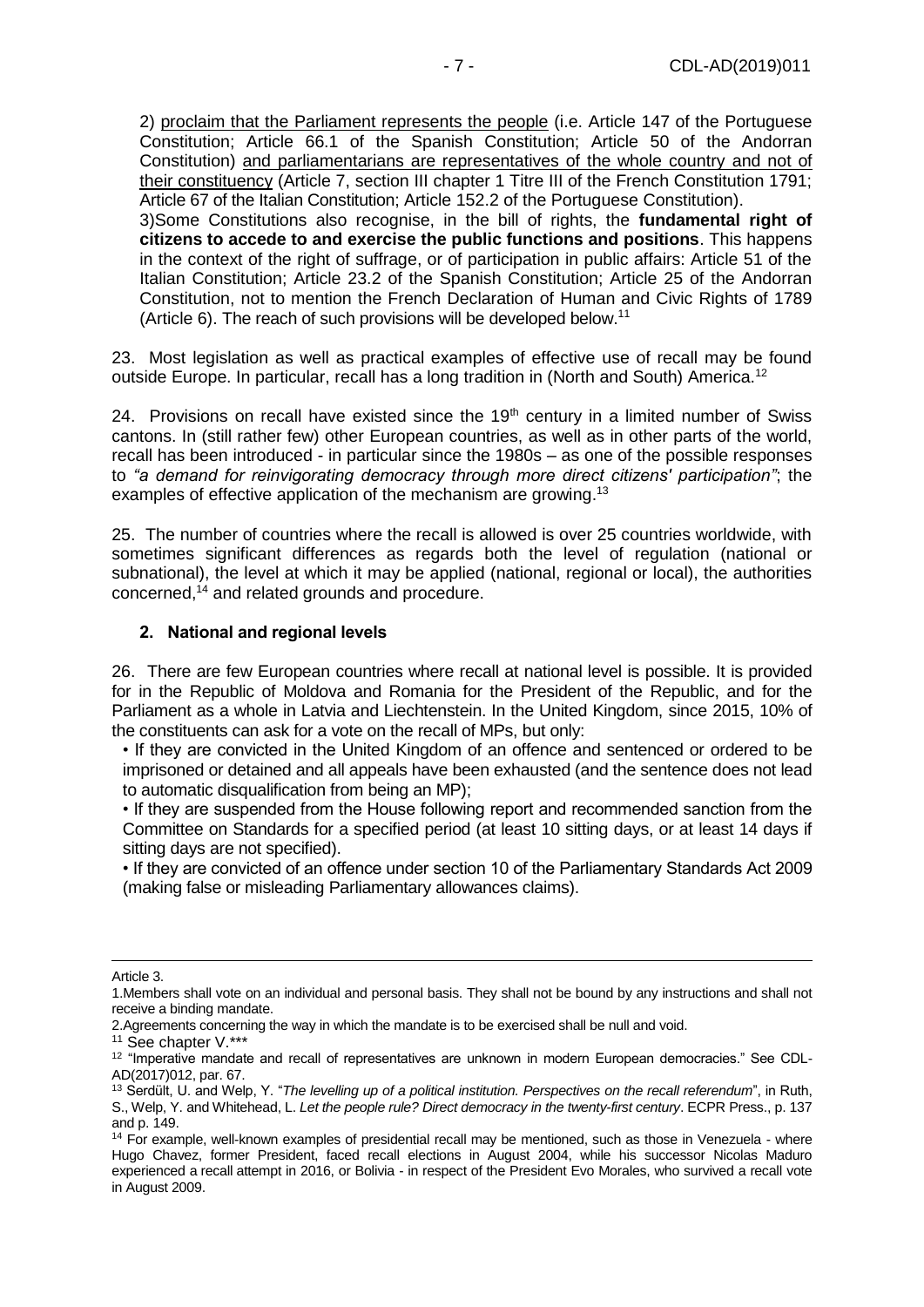2) proclaim that the Parliament represents the people (i.e. Article 147 of the Portuguese Constitution; Article 66.1 of the Spanish Constitution; Article 50 of the Andorran Constitution) and parliamentarians are representatives of the whole country and not of their constituency (Article 7, section III chapter 1 Titre III of the French Constitution 1791; Article 67 of the Italian Constitution; Article 152.2 of the Portuguese Constitution).

3)Some Constitutions also recognise, in the bill of rights, the **fundamental right of citizens to accede to and exercise the public functions and positions**. This happens in the context of the right of suffrage, or of participation in public affairs: Article 51 of the Italian Constitution; Article 23.2 of the Spanish Constitution; Article 25 of the Andorran Constitution, not to mention the French Declaration of Human and Civic Rights of 1789 (Article 6). The reach of such provisions will be developed below.[11]

23. Most legislation as well as practical examples of effective use of recall may be found outside Europe. In particular, recall has a long tradition in (North and South) America.[12]

24. Provisions on recall have existed since the 19th century in a limited number of Swiss cantons. In (still rather few) other European countries, as well as in other parts of the world, recall has been introduced - in particular since the 1980s – as one of the possible responses to *"a demand for reinvigorating democracy through more direct citizens' participation"*; the examples of effective application of the mechanism are growing.[13]

25. The number of countries where the recall is allowed is over 25 countries worldwide, with sometimes significant differences as regards both the level of regulation (national or subnational), the level at which it may be applied (national, regional or local), the authorities concerned,[14] and related grounds and procedure.

### 2. National and regional levels

26. There are few European countries where recall at national level is possible. It is provided for in the Republic of Moldova and Romania for the President of the Republic, and for the Parliament as a whole in Latvia and Liechtenstein. In the United Kingdom, since 2015, 10% of the constituents can ask for a vote on the recall of MPs, but only:

- If they are convicted in the United Kingdom of an offence and sentenced or ordered to be imprisoned or detained and all appeals have been exhausted (and the sentence does not lead to automatic disqualification from being an MP);
- If they are suspended from the House following report and recommended sanction from the Committee on Standards for a specified period (at least 10 sitting days, or at least 14 days if sitting days are not specified).
- If they are convicted of an offence under section 10 of the Parliamentary Standards Act 2009 (making false or misleading Parliamentary allowances claims).

---

Article 3.

1.Members shall vote on an individual and personal basis. They shall not be bound by any instructions and shall not receive a binding mandate.

2.Agreements concerning the way in which the mandate is to be exercised shall be null and void.

[11] See chapter V.***

[12] "Imperative mandate and recall of representatives are unknown in modern European democracies." See CDL-AD(2017)012, par. 67.

[13] Serdült, U. and Welp, Y. "*The levelling up of a political institution. Perspectives on the recall referendum*", in Ruth, S., Welp, Y. and Whitehead, L. *Let the people rule? Direct democracy in the twenty-first century*. ECPR Press., p. 137 and p. 149.

[14] For example, well-known examples of presidential recall may be mentioned, such as those in Venezuela - where Hugo Chavez, former President, faced recall elections in August 2004, while his successor Nicolas Maduro experienced a recall attempt in 2016, or Bolivia - in respect of the President Evo Morales, who survived a recall vote in August 2009.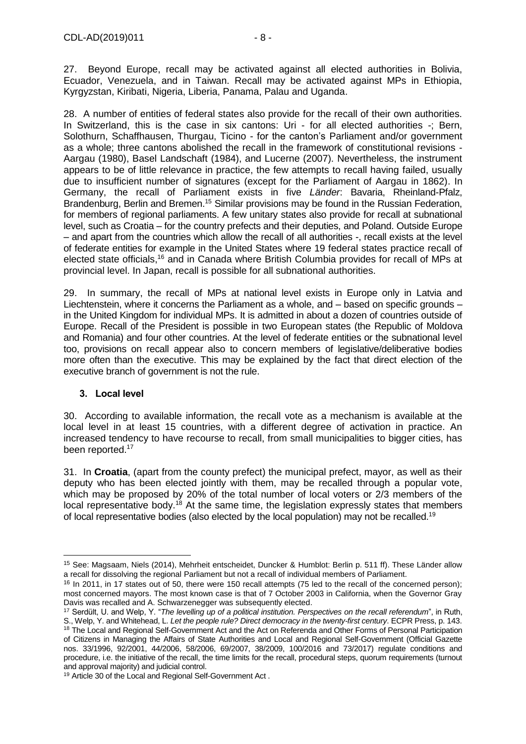27. Beyond Europe, recall may be activated against all elected authorities in Bolivia, Ecuador, Venezuela, and in Taiwan. Recall may be activated against MPs in Ethiopia, Kyrgyzstan, Kiribati, Nigeria, Liberia, Panama, Palau and Uganda.

28. A number of entities of federal states also provide for the recall of their own authorities. In Switzerland, this is the case in six cantons: Uri - for all elected authorities -; Bern, Solothurn, Schaffhausen, Thurgau, Ticino - for the canton's Parliament and/or government as a whole; three cantons abolished the recall in the framework of constitutional revisions - Aargau (1980), Basel Landschaft (1984), and Lucerne (2007). Nevertheless, the instrument appears to be of little relevance in practice, the few attempts to recall having failed, usually due to insufficient number of signatures (except for the Parliament of Aargau in 1862). In Germany, the recall of Parliament exists in five *Länder*: Bavaria, Rheinland-Pfalz, Brandenburg, Berlin and Bremen.[15] Similar provisions may be found in the Russian Federation, for members of regional parliaments. A few unitary states also provide for recall at subnational level, such as Croatia – for the country prefects and their deputies, and Poland. Outside Europe – and apart from the countries which allow the recall of all authorities -, recall exists at the level of federate entities for example in the United States where 19 federal states practice recall of elected state officials,[16] and in Canada where British Columbia provides for recall of MPs at provincial level. In Japan, recall is possible for all subnational authorities.

29. In summary, the recall of MPs at national level exists in Europe only in Latvia and Liechtenstein, where it concerns the Parliament as a whole, and – based on specific grounds – in the United Kingdom for individual MPs. It is admitted in about a dozen of countries outside of Europe. Recall of the President is possible in two European states (the Republic of Moldova and Romania) and four other countries. At the level of federate entities or the subnational level too, provisions on recall appear also to concern members of legislative/deliberative bodies more often than the executive. This may be explained by the fact that direct election of the executive branch of government is not the rule.

### 3. Local level

30. According to available information, the recall vote as a mechanism is available at the local level in at least 15 countries, with a different degree of activation in practice. An increased tendency to have recourse to recall, from small municipalities to bigger cities, has been reported.[17]

31. In **Croatia**, (apart from the county prefect) the municipal prefect, mayor, as well as their deputy who has been elected jointly with them, may be recalled through a popular vote, which may be proposed by 20% of the total number of local voters or 2/3 members of the local representative body.[18] At the same time, the legislation expressly states that members of local representative bodies (also elected by the local population) may not be recalled.[19]

---

[15] See: Magsaam, Niels (2014), Mehrheit entscheidet, Duncker & Humblot: Berlin p. 511 ff). These Länder allow a recall for dissolving the regional Parliament but not a recall of individual members of Parliament.

[16] In 2011, in 17 states out of 50, there were 150 recall attempts (75 led to the recall of the concerned person); most concerned mayors. The most known case is that of 7 October 2003 in California, when the Governor Gray Davis was recalled and A. Schwarzenegger was subsequently elected.

[17] Serdült, U. and Welp, Y. "*The levelling up of a political institution. Perspectives on the recall referendum*", in Ruth, S., Welp, Y. and Whitehead, L. *Let the people rule? Direct democracy in the twenty-first century*. ECPR Press, p. 143.

[18] The Local and Regional Self-Government Act and the Act on Referenda and Other Forms of Personal Participation of Citizens in Managing the Affairs of State Authorities and Local and Regional Self-Government (Official Gazette nos. 33/1996, 92/2001, 44/2006, 58/2006, 69/2007, 38/2009, 100/2016 and 73/2017) regulate conditions and procedure, i.e. the initiative of the recall, the time limits for the recall, procedural steps, quorum requirements (turnout and approval majority) and judicial control.

[19] Article 30 of the Local and Regional Self-Government Act .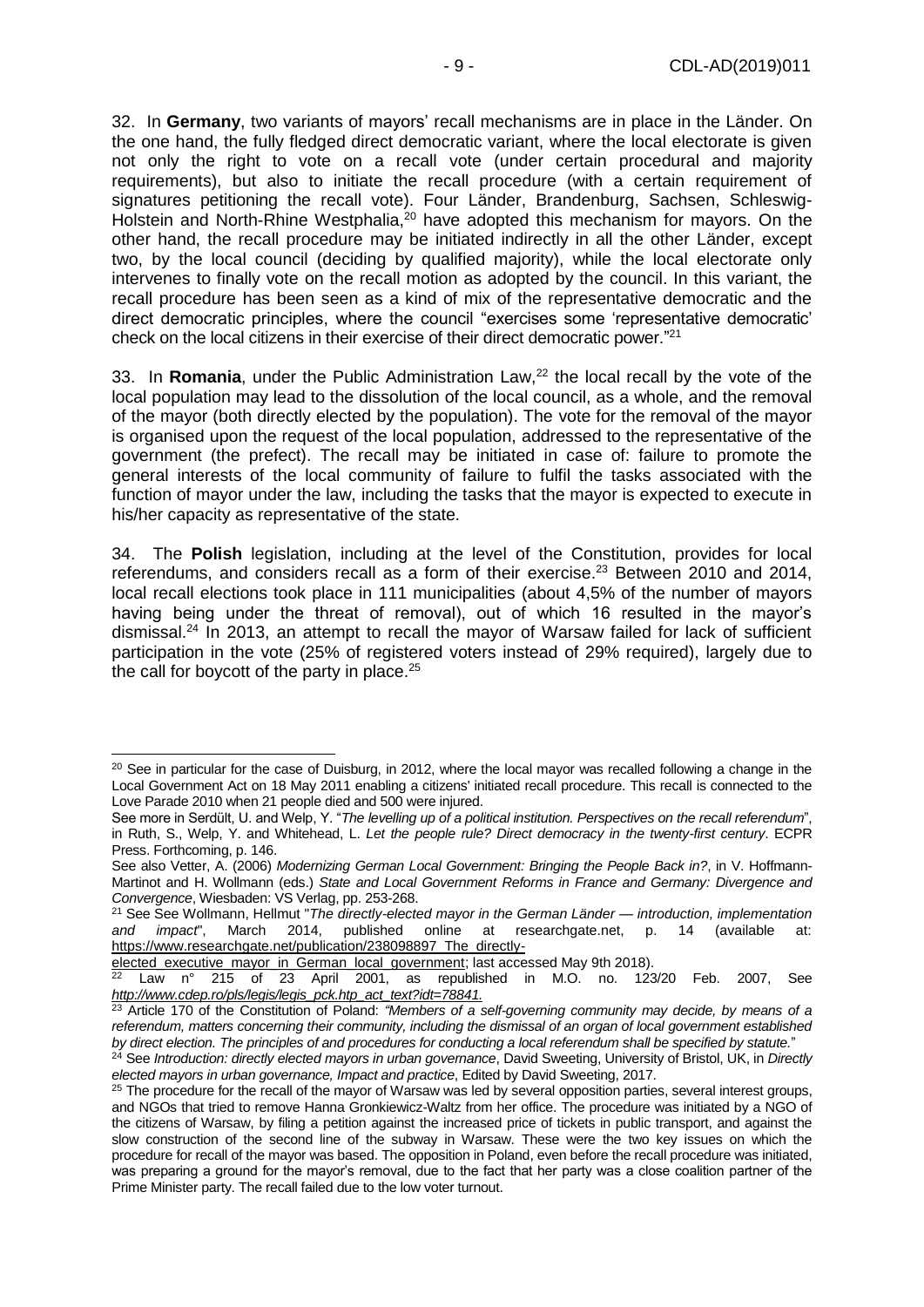32. In **Germany**, two variants of mayors' recall mechanisms are in place in the Länder. On the one hand, the fully fledged direct democratic variant, where the local electorate is given not only the right to vote on a recall vote (under certain procedural and majority requirements), but also to initiate the recall procedure (with a certain requirement of signatures petitioning the recall vote). Four Länder, Brandenburg, Sachsen, Schleswig-Holstein and North-Rhine Westphalia,[20] have adopted this mechanism for mayors. On the other hand, the recall procedure may be initiated indirectly in all the other Länder, except two, by the local council (deciding by qualified majority), while the local electorate only intervenes to finally vote on the recall motion as adopted by the council. In this variant, the recall procedure has been seen as a kind of mix of the representative democratic and the direct democratic principles, where the council "exercises some 'representative democratic' check on the local citizens in their exercise of their direct democratic power."[21]

33. In **Romania**, under the Public Administration Law,[22] the local recall by the vote of the local population may lead to the dissolution of the local council, as a whole, and the removal of the mayor (both directly elected by the population). The vote for the removal of the mayor is organised upon the request of the local population, addressed to the representative of the government (the prefect). The recall may be initiated in case of: failure to promote the general interests of the local community of failure to fulfil the tasks associated with the function of mayor under the law, including the tasks that the mayor is expected to execute in his/her capacity as representative of the state.

34. The **Polish** legislation, including at the level of the Constitution, provides for local referendums, and considers recall as a form of their exercise.[23] Between 2010 and 2014, local recall elections took place in 111 municipalities (about 4,5% of the number of mayors having being under the threat of removal), out of which 16 resulted in the mayor's dismissal.[24] In 2013, an attempt to recall the mayor of Warsaw failed for lack of sufficient participation in the vote (25% of registered voters instead of 29% required), largely due to the call for boycott of the party in place.[25]

---

[20] See in particular for the case of Duisburg, in 2012, where the local mayor was recalled following a change in the Local Government Act on 18 May 2011 enabling a citizens' initiated recall procedure. This recall is connected to the Love Parade 2010 when 21 people died and 500 were injured.

See more in Serdült, U. and Welp, Y. "*The levelling up of a political institution. Perspectives on the recall referendum*", in Ruth, S., Welp, Y. and Whitehead, L. *Let the people rule? Direct democracy in the twenty-first century*. ECPR Press. Forthcoming, p. 146.

See also Vetter, A. (2006) *Modernizing German Local Government: Bringing the People Back in?*, in V. Hoffmann-Martinot and H. Wollmann (eds.) *State and Local Government Reforms in France and Germany: Divergence and Convergence*, Wiesbaden: VS Verlag, pp. 253-268.

[21] See See Wollmann, Hellmut "*The directly-elected mayor in the German Länder — introduction, implementation and impact*", March 2014, published online at researchgate.net, p. 14 (available at: https://www.researchgate.net/publication/238098897_The_directly-elected_executive_mayor_in_German_local_government; last accessed May 9th 2018).

[22] Law n° 215 of 23 April 2001, as republished in M.O. no. 123/20 Feb. 2007, See *http://www.cdep.ro/pls/legis/legis_pck.htp_act_text?idt=78841.*

[23] Article 170 of the Constitution of Poland: *"Members of a self-governing community may decide, by means of a referendum, matters concerning their community, including the dismissal of an organ of local government established by direct election. The principles of and procedures for conducting a local referendum shall be specified by statute.*"

[24] See *Introduction: directly elected mayors in urban governance*, David Sweeting, University of Bristol, UK, in *Directly elected mayors in urban governance, Impact and practice*, Edited by David Sweeting, 2017.

[25] The procedure for the recall of the mayor of Warsaw was led by several opposition parties, several interest groups, and NGOs that tried to remove Hanna Gronkiewicz-Waltz from her office. The procedure was initiated by a NGO of the citizens of Warsaw, by filing a petition against the increased price of tickets in public transport, and against the slow construction of the second line of the subway in Warsaw. These were the two key issues on which the procedure for recall of the mayor was based. The opposition in Poland, even before the recall procedure was initiated, was preparing a ground for the mayor's removal, due to the fact that her party was a close coalition partner of the Prime Minister party. The recall failed due to the low voter turnout.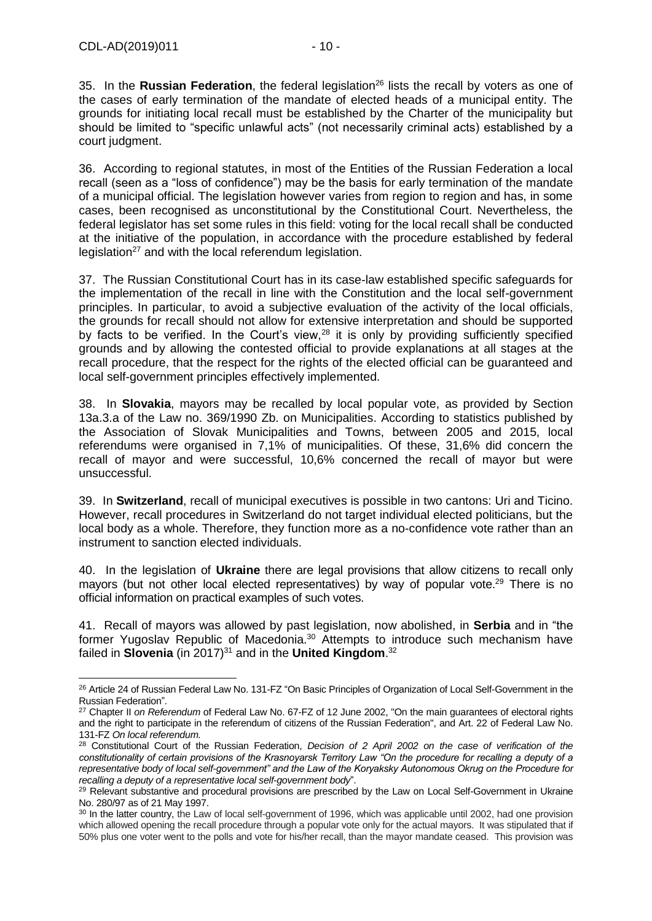35. In the **Russian Federation**, the federal legislation[26] lists the recall by voters as one of the cases of early termination of the mandate of elected heads of a municipal entity. The grounds for initiating local recall must be established by the Charter of the municipality but should be limited to "specific unlawful acts" (not necessarily criminal acts) established by a court judgment.

36. According to regional statutes, in most of the Entities of the Russian Federation a local recall (seen as a "loss of confidence") may be the basis for early termination of the mandate of a municipal official. The legislation however varies from region to region and has, in some cases, been recognised as unconstitutional by the Constitutional Court. Nevertheless, the federal legislator has set some rules in this field: voting for the local recall shall be conducted at the initiative of the population, in accordance with the procedure established by federal legislation[27] and with the local referendum legislation.

37. The Russian Constitutional Court has in its case-law established specific safeguards for the implementation of the recall in line with the Constitution and the local self-government principles. In particular, to avoid a subjective evaluation of the activity of the local officials, the grounds for recall should not allow for extensive interpretation and should be supported by facts to be verified. In the Court's view,[28] it is only by providing sufficiently specified grounds and by allowing the contested official to provide explanations at all stages at the recall procedure, that the respect for the rights of the elected official can be guaranteed and local self-government principles effectively implemented.

38. In **Slovakia**, mayors may be recalled by local popular vote, as provided by Section 13a.3.a of the Law no. 369/1990 Zb. on Municipalities. According to statistics published by the Association of Slovak Municipalities and Towns, between 2005 and 2015, local referendums were organised in 7,1% of municipalities. Of these, 31,6% did concern the recall of mayor and were successful, 10,6% concerned the recall of mayor but were unsuccessful.

39. In **Switzerland**, recall of municipal executives is possible in two cantons: Uri and Ticino. However, recall procedures in Switzerland do not target individual elected politicians, but the local body as a whole. Therefore, they function more as a no-confidence vote rather than an instrument to sanction elected individuals.

40. In the legislation of **Ukraine** there are legal provisions that allow citizens to recall only mayors (but not other local elected representatives) by way of popular vote.[29] There is no official information on practical examples of such votes.

41. Recall of mayors was allowed by past legislation, now abolished, in **Serbia** and in "the former Yugoslav Republic of Macedonia.[30] Attempts to introduce such mechanism have failed in **Slovenia** (in 2017)[31] and in the **United Kingdom**.[32]

---

[26] Article 24 of Russian Federal Law No. 131-FZ "On Basic Principles of Organization of Local Self-Government in the Russian Federation".

[27] Chapter II *on Referendum* of Federal Law No. 67-FZ of 12 June 2002, "On the main guarantees of electoral rights and the right to participate in the referendum of citizens of the Russian Federation", and Art. 22 of Federal Law No. 131-FZ *On local referendum.*

[28] Constitutional Court of the Russian Federation, *Decision of 2 April 2002 on the case of verification of the constitutionality of certain provisions of the Krasnoyarsk Territory Law "On the procedure for recalling a deputy of a representative body of local self-government" and the Law of the Koryaksky Autonomous Okrug on the Procedure for recalling a deputy of a representative local self-government body*".

[29] Relevant substantive and procedural provisions are prescribed by the Law on Local Self-Government in Ukraine No. 280/97 as of 21 May 1997.

[30] In the latter country, the Law of local self-government of 1996, which was applicable until 2002, had one provision which allowed opening the recall procedure through a popular vote only for the actual mayors. It was stipulated that if 50% plus one voter went to the polls and vote for his/her recall, than the mayor mandate ceased. This provision was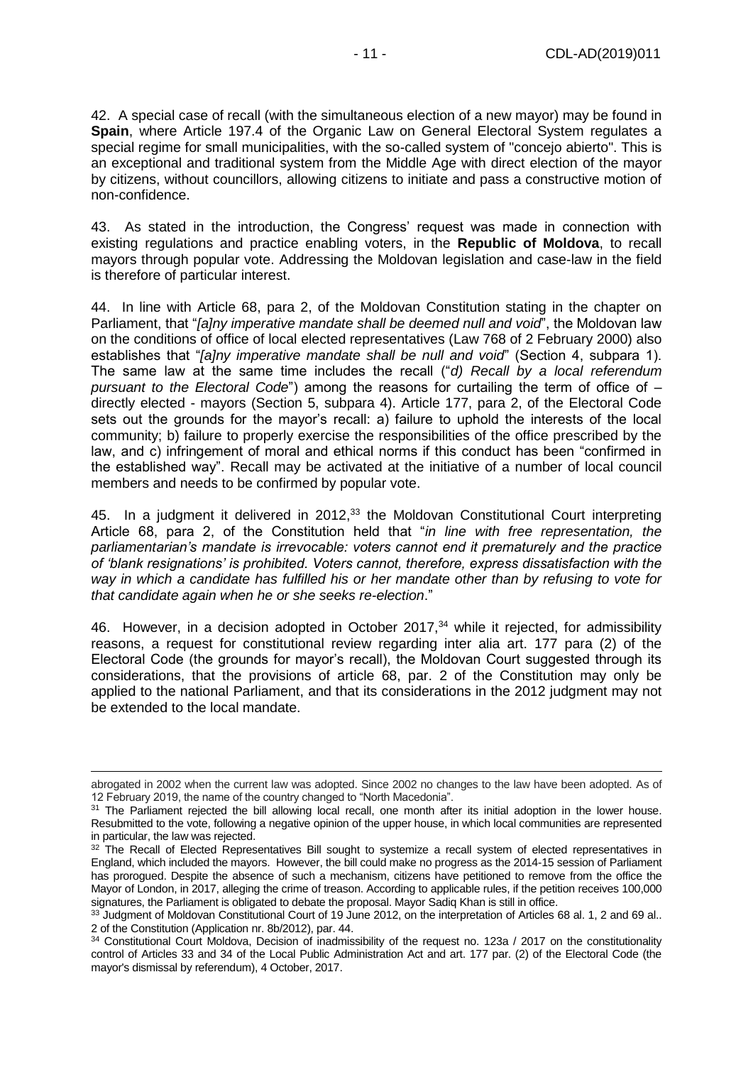42. A special case of recall (with the simultaneous election of a new mayor) may be found in **Spain**, where Article 197.4 of the Organic Law on General Electoral System regulates a special regime for small municipalities, with the so-called system of "concejo abierto". This is an exceptional and traditional system from the Middle Age with direct election of the mayor by citizens, without councillors, allowing citizens to initiate and pass a constructive motion of non-confidence.

43. As stated in the introduction, the Congress' request was made in connection with existing regulations and practice enabling voters, in the **Republic of Moldova**, to recall mayors through popular vote. Addressing the Moldovan legislation and case-law in the field is therefore of particular interest.

44. In line with Article 68, para 2, of the Moldovan Constitution stating in the chapter on Parliament, that "*[a]ny imperative mandate shall be deemed null and void*", the Moldovan law on the conditions of office of local elected representatives (Law 768 of 2 February 2000) also establishes that "*[a]ny imperative mandate shall be null and void*" (Section 4, subpara 1). The same law at the same time includes the recall ("*d) Recall by a local referendum pursuant to the Electoral Code*") among the reasons for curtailing the term of office of – directly elected - mayors (Section 5, subpara 4). Article 177, para 2, of the Electoral Code sets out the grounds for the mayor's recall: a) failure to uphold the interests of the local community; b) failure to properly exercise the responsibilities of the office prescribed by the law, and c) infringement of moral and ethical norms if this conduct has been "confirmed in the established way". Recall may be activated at the initiative of a number of local council members and needs to be confirmed by popular vote.

45. In a judgment it delivered in 2012,[33] the Moldovan Constitutional Court interpreting Article 68, para 2, of the Constitution held that "*in line with free representation, the parliamentarian's mandate is irrevocable: voters cannot end it prematurely and the practice of 'blank resignations' is prohibited. Voters cannot, therefore, express dissatisfaction with the way in which a candidate has fulfilled his or her mandate other than by refusing to vote for that candidate again when he or she seeks re-election*."

46. However, in a decision adopted in October 2017,[34] while it rejected, for admissibility reasons, a request for constitutional review regarding inter alia art. 177 para (2) of the Electoral Code (the grounds for mayor's recall), the Moldovan Court suggested through its considerations, that the provisions of article 68, par. 2 of the Constitution may only be applied to the national Parliament, and that its considerations in the 2012 judgment may not be extended to the local mandate.

---

abrogated in 2002 when the current law was adopted. Since 2002 no changes to the law have been adopted. As of 12 February 2019, the name of the country changed to "North Macedonia".

[31] The Parliament rejected the bill allowing local recall, one month after its initial adoption in the lower house. Resubmitted to the vote, following a negative opinion of the upper house, in which local communities are represented in particular, the law was rejected.

[32] The Recall of Elected Representatives Bill sought to systemize a recall system of elected representatives in England, which included the mayors. However, the bill could make no progress as the 2014-15 session of Parliament has prorogued. Despite the absence of such a mechanism, citizens have petitioned to remove from the office the Mayor of London, in 2017, alleging the crime of treason. According to applicable rules, if the petition receives 100,000 signatures, the Parliament is obligated to debate the proposal. Mayor Sadiq Khan is still in office.

[33] Judgment of Moldovan Constitutional Court of 19 June 2012, on the interpretation of Articles 68 al. 1, 2 and 69 al.. 2 of the Constitution (Application nr. 8b/2012), par. 44.

[34] Constitutional Court Moldova, Decision of inadmissibility of the request no. 123a / 2017 on the constitutionality control of Articles 33 and 34 of the Local Public Administration Act and art. 177 par. (2) of the Electoral Code (the mayor's dismissal by referendum), 4 October, 2017.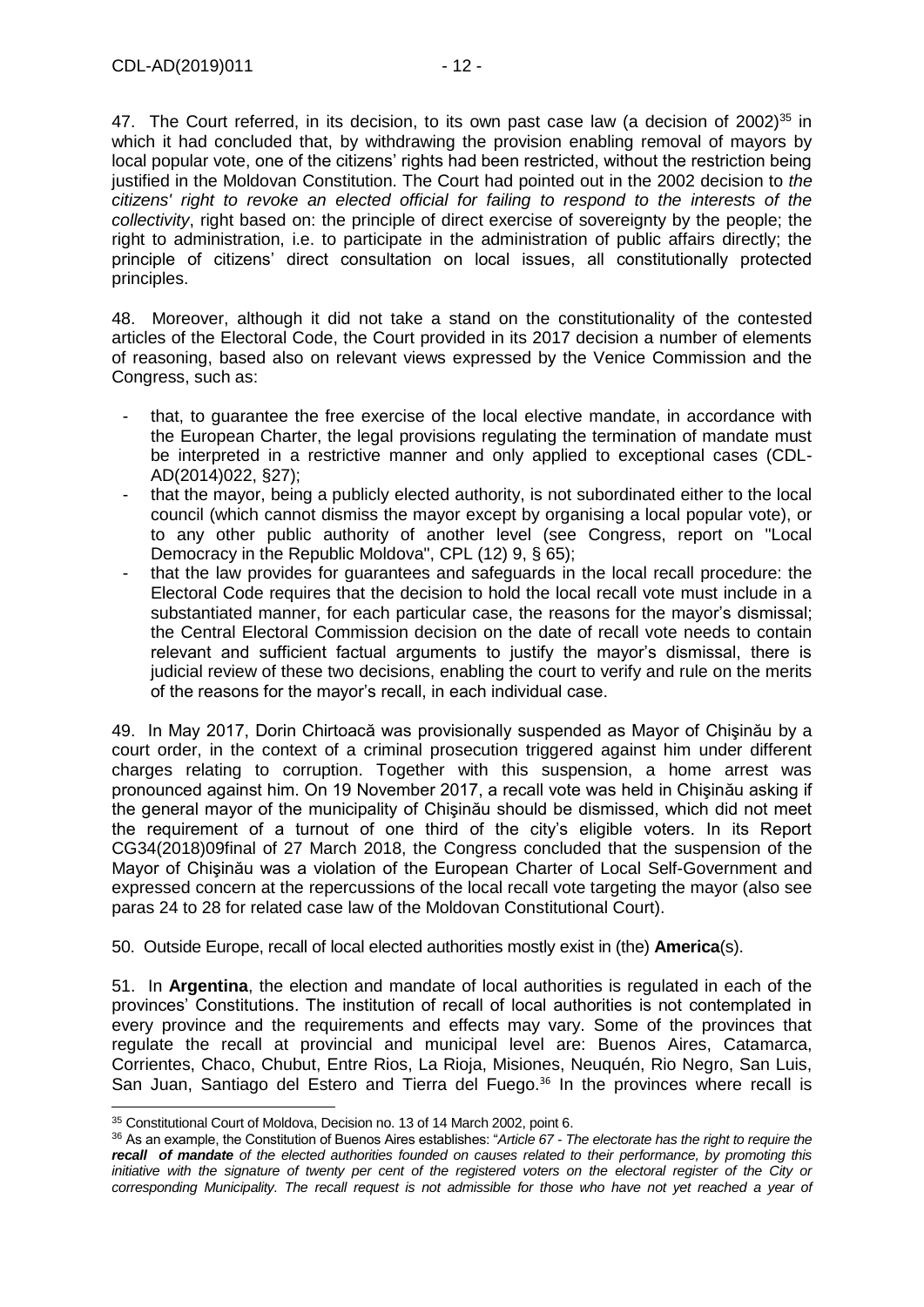47. The Court referred, in its decision, to its own past case law (a decision of 2002)[35] in which it had concluded that, by withdrawing the provision enabling removal of mayors by local popular vote, one of the citizens' rights had been restricted, without the restriction being justified in the Moldovan Constitution. The Court had pointed out in the 2002 decision to *the citizens' right to revoke an elected official for failing to respond to the interests of the collectivity*, right based on: the principle of direct exercise of sovereignty by the people; the right to administration, i.e. to participate in the administration of public affairs directly; the principle of citizens' direct consultation on local issues, all constitutionally protected principles.

48. Moreover, although it did not take a stand on the constitutionality of the contested articles of the Electoral Code, the Court provided in its 2017 decision a number of elements of reasoning, based also on relevant views expressed by the Venice Commission and the Congress, such as:

- that, to guarantee the free exercise of the local elective mandate, in accordance with the European Charter, the legal provisions regulating the termination of mandate must be interpreted in a restrictive manner and only applied to exceptional cases (CDL-AD(2014)022, §27);
- that the mayor, being a publicly elected authority, is not subordinated either to the local council (which cannot dismiss the mayor except by organising a local popular vote), or to any other public authority of another level (see Congress, report on "Local Democracy in the Republic Moldova", CPL (12) 9, § 65);
- that the law provides for guarantees and safeguards in the local recall procedure: the Electoral Code requires that the decision to hold the local recall vote must include in a substantiated manner, for each particular case, the reasons for the mayor's dismissal; the Central Electoral Commission decision on the date of recall vote needs to contain relevant and sufficient factual arguments to justify the mayor's dismissal, there is judicial review of these two decisions, enabling the court to verify and rule on the merits of the reasons for the mayor's recall, in each individual case.

49. In May 2017, Dorin Chirtoacă was provisionally suspended as Mayor of Chişinău by a court order, in the context of a criminal prosecution triggered against him under different charges relating to corruption. Together with this suspension, a home arrest was pronounced against him. On 19 November 2017, a recall vote was held in Chişinău asking if the general mayor of the municipality of Chişinău should be dismissed, which did not meet the requirement of a turnout of one third of the city's eligible voters. In its Report CG34(2018)09final of 27 March 2018, the Congress concluded that the suspension of the Mayor of Chişinău was a violation of the European Charter of Local Self-Government and expressed concern at the repercussions of the local recall vote targeting the mayor (also see paras 24 to 28 for related case law of the Moldovan Constitutional Court).

50. Outside Europe, recall of local elected authorities mostly exist in (the) **America**(s).

51. In **Argentina**, the election and mandate of local authorities is regulated in each of the provinces' Constitutions. The institution of recall of local authorities is not contemplated in every province and the requirements and effects may vary. Some of the provinces that regulate the recall at provincial and municipal level are: Buenos Aires, Catamarca, Corrientes, Chaco, Chubut, Entre Rios, La Rioja, Misiones, Neuquén, Rio Negro, San Luis, San Juan, Santiago del Estero and Tierra del Fuego.[36] In the provinces where recall is

---

[35] Constitutional Court of Moldova, Decision no. 13 of 14 March 2002, point 6.

[36] As an example, the Constitution of Buenos Aires establishes: "*Article 67 - The electorate has the right to require the* ***recall of mandate*** *of the elected authorities founded on causes related to their performance, by promoting this initiative with the signature of twenty per cent of the registered voters on the electoral register of the City or corresponding Municipality. The recall request is not admissible for those who have not yet reached a year of*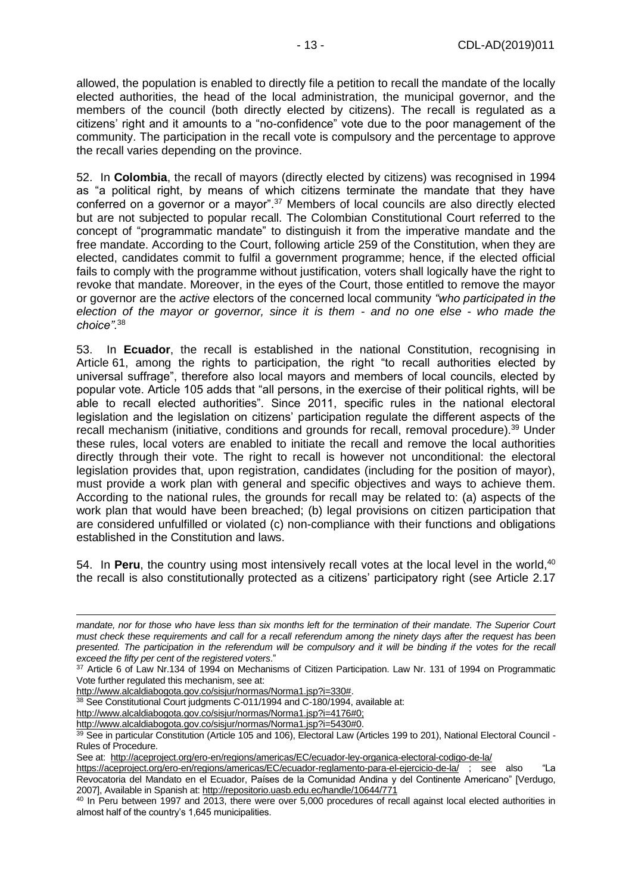allowed, the population is enabled to directly file a petition to recall the mandate of the locally elected authorities, the head of the local administration, the municipal governor, and the members of the council (both directly elected by citizens). The recall is regulated as a citizens' right and it amounts to a "no-confidence" vote due to the poor management of the community. The participation in the recall vote is compulsory and the percentage to approve the recall varies depending on the province.

52. In **Colombia**, the recall of mayors (directly elected by citizens) was recognised in 1994 as "a political right, by means of which citizens terminate the mandate that they have conferred on a governor or a mayor".[37] Members of local councils are also directly elected but are not subjected to popular recall. The Colombian Constitutional Court referred to the concept of "programmatic mandate" to distinguish it from the imperative mandate and the free mandate. According to the Court, following article 259 of the Constitution, when they are elected, candidates commit to fulfil a government programme; hence, if the elected official fails to comply with the programme without justification, voters shall logically have the right to revoke that mandate. Moreover, in the eyes of the Court, those entitled to remove the mayor or governor are the *active* electors of the concerned local community *"who participated in the election of the mayor or governor, since it is them - and no one else - who made the choice"*.[38]

53. In **Ecuador**, the recall is established in the national Constitution, recognising in Article 61, among the rights to participation, the right "to recall authorities elected by universal suffrage", therefore also local mayors and members of local councils, elected by popular vote. Article 105 adds that "all persons, in the exercise of their political rights, will be able to recall elected authorities". Since 2011, specific rules in the national electoral legislation and the legislation on citizens' participation regulate the different aspects of the recall mechanism (initiative, conditions and grounds for recall, removal procedure).[39] Under these rules, local voters are enabled to initiate the recall and remove the local authorities directly through their vote. The right to recall is however not unconditional: the electoral legislation provides that, upon registration, candidates (including for the position of mayor), must provide a work plan with general and specific objectives and ways to achieve them. According to the national rules, the grounds for recall may be related to: (a) aspects of the work plan that would have been breached; (b) legal provisions on citizen participation that are considered unfulfilled or violated (c) non-compliance with their functions and obligations established in the Constitution and laws.

54. In **Peru**, the country using most intensively recall votes at the local level in the world,[40] the recall is also constitutionally protected as a citizens' participatory right (see Article 2.17

---

*mandate, nor for those who have less than six months left for the termination of their mandate. The Superior Court must check these requirements and call for a recall referendum among the ninety days after the request has been presented. The participation in the referendum will be compulsory and it will be binding if the votes for the recall exceed the fifty per cent of the registered voters*."

[37] Article 6 of Law Nr.134 of 1994 on Mechanisms of Citizen Participation. Law Nr. 131 of 1994 on Programmatic Vote further regulated this mechanism, see at: http://www.alcaldiabogota.gov.co/sisjur/normas/Norma1.jsp?i=330#.

[38] See Constitutional Court judgments C-011/1994 and C-180/1994, available at: http://www.alcaldiabogota.gov.co/sisjur/normas/Norma1.jsp?i=4176#0; http://www.alcaldiabogota.gov.co/sisjur/normas/Norma1.jsp?i=5430#0.

[39] See in particular Constitution (Article 105 and 106), Electoral Law (Articles 199 to 201), National Electoral Council - Rules of Procedure.
See at: http://aceproject.org/ero-en/regions/americas/EC/ecuador-ley-organica-electoral-codigo-de-la/ https://aceproject.org/ero-en/regions/americas/EC/ecuador-reglamento-para-el-ejercicio-de-la/ ; see also "La Revocatoria del Mandato en el Ecuador, Países de la Comunidad Andina y del Continente Americano" [Verdugo, 2007], Available in Spanish at: http://repositorio.uasb.edu.ec/handle/10644/771

[40] In Peru between 1997 and 2013, there were over 5,000 procedures of recall against local elected authorities in almost half of the country's 1,645 municipalities.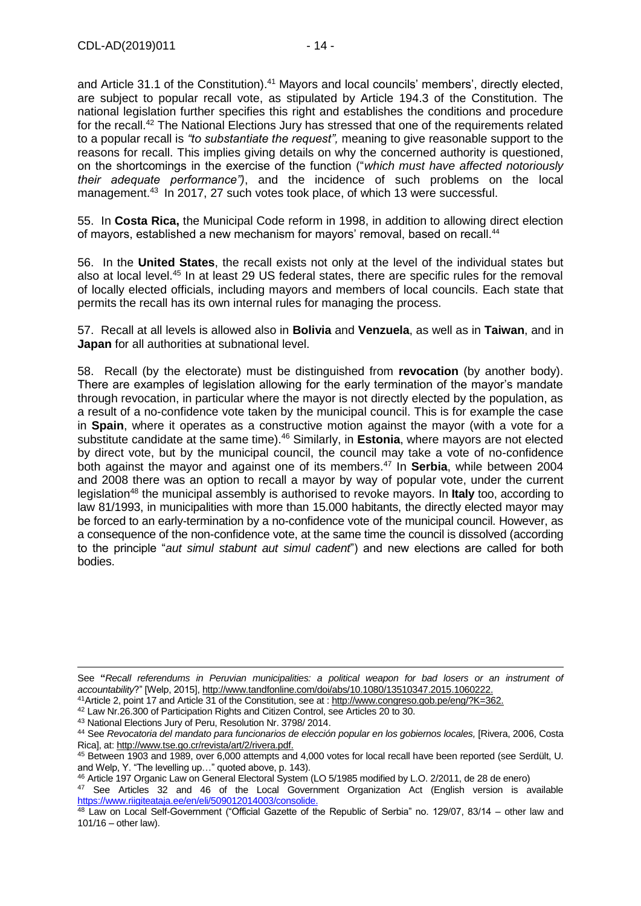and Article 31.1 of the Constitution).[41] Mayors and local councils' members', directly elected, are subject to popular recall vote, as stipulated by Article 194.3 of the Constitution. The national legislation further specifies this right and establishes the conditions and procedure for the recall.[42] The National Elections Jury has stressed that one of the requirements related to a popular recall is *"to substantiate the request",* meaning to give reasonable support to the reasons for recall. This implies giving details on why the concerned authority is questioned, on the shortcomings in the exercise of the function ("*which must have affected notoriously their adequate performance")*, and the incidence of such problems on the local management.[43] In 2017, 27 such votes took place, of which 13 were successful.

55. In **Costa Rica,** the Municipal Code reform in 1998, in addition to allowing direct election of mayors, established a new mechanism for mayors' removal, based on recall.[44]

56. In the **United States**, the recall exists not only at the level of the individual states but also at local level.[45] In at least 29 US federal states, there are specific rules for the removal of locally elected officials, including mayors and members of local councils. Each state that permits the recall has its own internal rules for managing the process.

57. Recall at all levels is allowed also in **Bolivia** and **Venzuela**, as well as in **Taiwan**, and in **Japan** for all authorities at subnational level.

58. Recall (by the electorate) must be distinguished from **revocation** (by another body). There are examples of legislation allowing for the early termination of the mayor's mandate through revocation, in particular where the mayor is not directly elected by the population, as a result of a no-confidence vote taken by the municipal council. This is for example the case in **Spain**, where it operates as a constructive motion against the mayor (with a vote for a substitute candidate at the same time).[46] Similarly, in **Estonia**, where mayors are not elected by direct vote, but by the municipal council, the council may take a vote of no-confidence both against the mayor and against one of its members.[47] In **Serbia**, while between 2004 and 2008 there was an option to recall a mayor by way of popular vote, under the current legislation[48] the municipal assembly is authorised to revoke mayors. In **Italy** too, according to law 81/1993, in municipalities with more than 15.000 habitants, the directly elected mayor may be forced to an early-termination by a no-confidence vote of the municipal council. However, as a consequence of the non-confidence vote, at the same time the council is dissolved (according to the principle "*aut simul stabunt aut simul cadent*") and new elections are called for both bodies.

---

See **"***Recall referendums in Peruvian municipalities: a political weapon for bad losers or an instrument of accountability*?" [Welp, 2015], http://www.tandfonline.com/doi/abs/10.1080/13510347.2015.1060222.

[41] Article 2, point 17 and Article 31 of the Constitution, see at : http://www.congreso.gob.pe/eng/?K=362.

[42] Law Nr.26.300 of Participation Rights and Citizen Control, see Articles 20 to 30.

[43] National Elections Jury of Peru, Resolution Nr. 3798/ 2014.

[44] See *Revocatoria del mandato para funcionarios de elección popular en los gobiernos locales,* [Rivera, 2006, Costa Rica], at: http://www.tse.go.cr/revista/art/2/rivera.pdf.

[45] Between 1903 and 1989, over 6,000 attempts and 4,000 votes for local recall have been reported (see Serdült, U. and Welp, Y. "The levelling up…" quoted above, p. 143).

[46] Article 197 Organic Law on General Electoral System (LO 5/1985 modified by L.O. 2/2011, de 28 de enero)

[47] See Articles 32 and 46 of the Local Government Organization Act (English version is available https://www.riigiteataja.ee/en/eli/509012014003/consolide.

[48] Law on Local Self-Government ("Official Gazette of the Republic of Serbia" no. 129/07, 83/14 – other law and 101/16 – other law).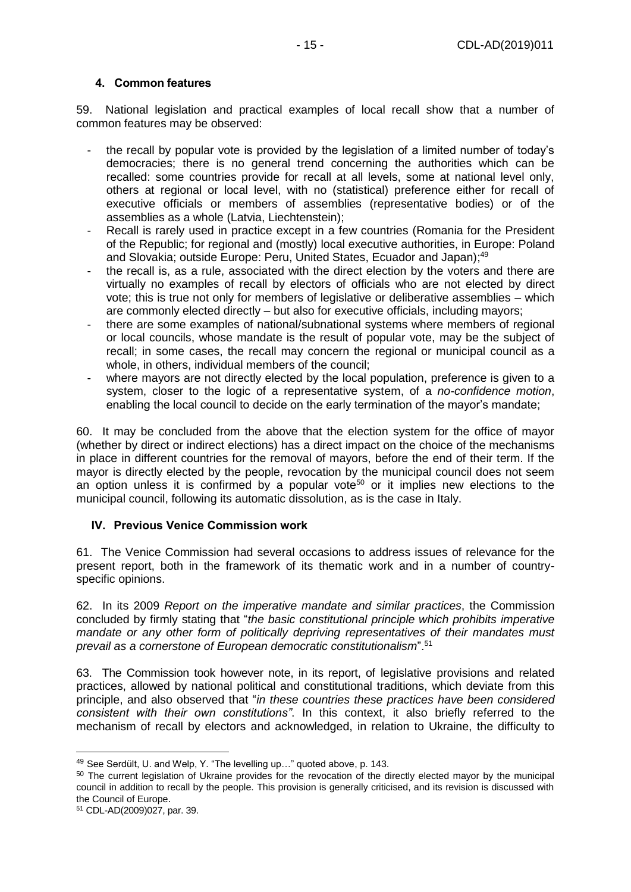### 4. Common features

59. National legislation and practical examples of local recall show that a number of common features may be observed:

- the recall by popular vote is provided by the legislation of a limited number of today's democracies; there is no general trend concerning the authorities which can be recalled: some countries provide for recall at all levels, some at national level only, others at regional or local level, with no (statistical) preference either for recall of executive officials or members of assemblies (representative bodies) or of the assemblies as a whole (Latvia, Liechtenstein);
- Recall is rarely used in practice except in a few countries (Romania for the President of the Republic; for regional and (mostly) local executive authorities, in Europe: Poland and Slovakia; outside Europe: Peru, United States, Ecuador and Japan);[49]
- the recall is, as a rule, associated with the direct election by the voters and there are virtually no examples of recall by electors of officials who are not elected by direct vote; this is true not only for members of legislative or deliberative assemblies – which are commonly elected directly – but also for executive officials, including mayors;
- there are some examples of national/subnational systems where members of regional or local councils, whose mandate is the result of popular vote, may be the subject of recall; in some cases, the recall may concern the regional or municipal council as a whole, in others, individual members of the council;
- where mayors are not directly elected by the local population, preference is given to a system, closer to the logic of a representative system, of a *no-confidence motion*, enabling the local council to decide on the early termination of the mayor's mandate;

60. It may be concluded from the above that the election system for the office of mayor (whether by direct or indirect elections) has a direct impact on the choice of the mechanisms in place in different countries for the removal of mayors, before the end of their term. If the mayor is directly elected by the people, revocation by the municipal council does not seem an option unless it is confirmed by a popular vote[50] or it implies new elections to the municipal council, following its automatic dissolution, as is the case in Italy.

## IV. Previous Venice Commission work

61. The Venice Commission had several occasions to address issues of relevance for the present report, both in the framework of its thematic work and in a number of country-specific opinions.

62. In its 2009 *Report on the imperative mandate and similar practices*, the Commission concluded by firmly stating that "*the basic constitutional principle which prohibits imperative mandate or any other form of politically depriving representatives of their mandates must prevail as a cornerstone of European democratic constitutionalism*".[51]

63. The Commission took however note, in its report, of legislative provisions and related practices, allowed by national political and constitutional traditions, which deviate from this principle, and also observed that "*in these countries these practices have been considered consistent with their own constitutions"*. In this context, it also briefly referred to the mechanism of recall by electors and acknowledged, in relation to Ukraine, the difficulty to

---

[49] See Serdült, U. and Welp, Y. "The levelling up…" quoted above, p. 143.

[50] The current legislation of Ukraine provides for the revocation of the directly elected mayor by the municipal council in addition to recall by the people. This provision is generally criticised, and its revision is discussed with the Council of Europe.

[51] CDL-AD(2009)027, par. 39.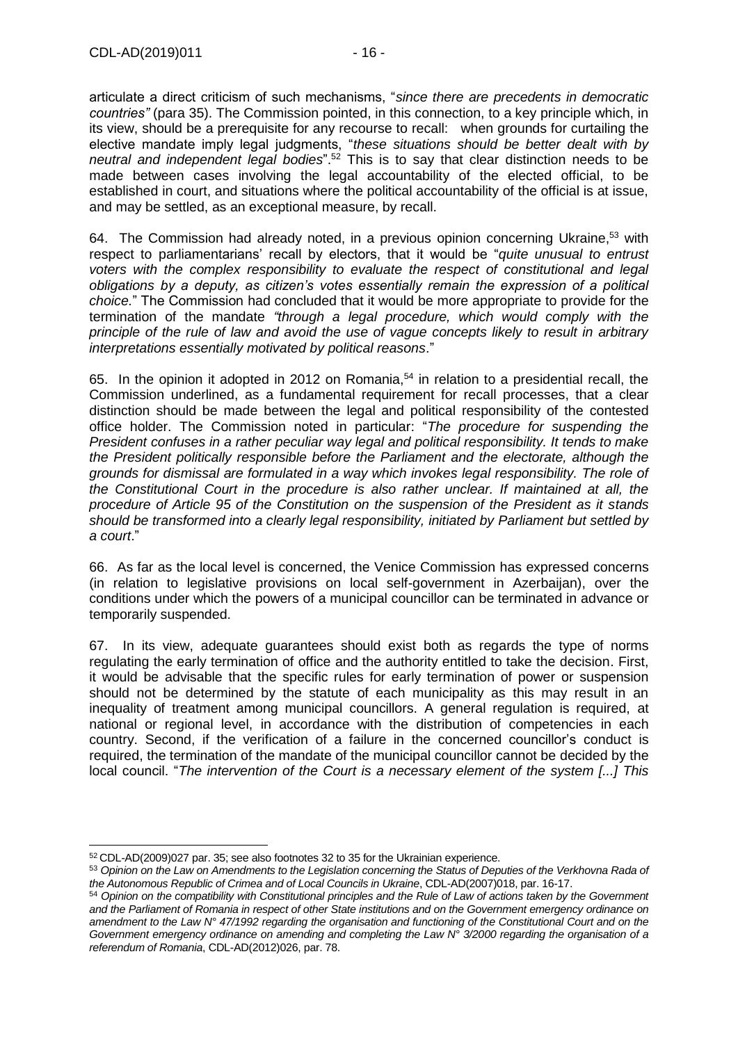articulate a direct criticism of such mechanisms, "*since there are precedents in democratic countries"* (para 35). The Commission pointed, in this connection, to a key principle which, in its view, should be a prerequisite for any recourse to recall: when grounds for curtailing the elective mandate imply legal judgments, "*these situations should be better dealt with by neutral and independent legal bodies*".[52] This is to say that clear distinction needs to be made between cases involving the legal accountability of the elected official, to be established in court, and situations where the political accountability of the official is at issue, and may be settled, as an exceptional measure, by recall.

64. The Commission had already noted, in a previous opinion concerning Ukraine,[53] with respect to parliamentarians' recall by electors, that it would be "*quite unusual to entrust voters with the complex responsibility to evaluate the respect of constitutional and legal obligations by a deputy, as citizen's votes essentially remain the expression of a political choice.*" The Commission had concluded that it would be more appropriate to provide for the termination of the mandate *"through a legal procedure, which would comply with the principle of the rule of law and avoid the use of vague concepts likely to result in arbitrary interpretations essentially motivated by political reasons*."

65. In the opinion it adopted in 2012 on Romania,[54] in relation to a presidential recall, the Commission underlined, as a fundamental requirement for recall processes, that a clear distinction should be made between the legal and political responsibility of the contested office holder. The Commission noted in particular: "*The procedure for suspending the President confuses in a rather peculiar way legal and political responsibility. It tends to make the President politically responsible before the Parliament and the electorate, although the grounds for dismissal are formulated in a way which invokes legal responsibility. The role of the Constitutional Court in the procedure is also rather unclear. If maintained at all, the procedure of Article 95 of the Constitution on the suspension of the President as it stands should be transformed into a clearly legal responsibility, initiated by Parliament but settled by a court*."

66. As far as the local level is concerned, the Venice Commission has expressed concerns (in relation to legislative provisions on local self-government in Azerbaijan), over the conditions under which the powers of a municipal councillor can be terminated in advance or temporarily suspended.

67. In its view, adequate guarantees should exist both as regards the type of norms regulating the early termination of office and the authority entitled to take the decision. First, it would be advisable that the specific rules for early termination of power or suspension should not be determined by the statute of each municipality as this may result in an inequality of treatment among municipal councillors. A general regulation is required, at national or regional level, in accordance with the distribution of competencies in each country. Second, if the verification of a failure in the concerned councillor's conduct is required, the termination of the mandate of the municipal councillor cannot be decided by the local council. "*The intervention of the Court is a necessary element of the system [...] This*

---

[52] CDL-AD(2009)027 par. 35; see also footnotes 32 to 35 for the Ukrainian experience.

[53] *Opinion on the Law on Amendments to the Legislation concerning the Status of Deputies of the Verkhovna Rada of the Autonomous Republic of Crimea and of Local Councils in Ukraine*, CDL-AD(2007)018, par. 16-17.

[54] *Opinion on the compatibility with Constitutional principles and the Rule of Law of actions taken by the Government and the Parliament of Romania in respect of other State institutions and on the Government emergency ordinance on amendment to the Law N° 47/1992 regarding the organisation and functioning of the Constitutional Court and on the Government emergency ordinance on amending and completing the Law N° 3/2000 regarding the organisation of a referendum of Romania*, CDL-AD(2012)026, par. 78.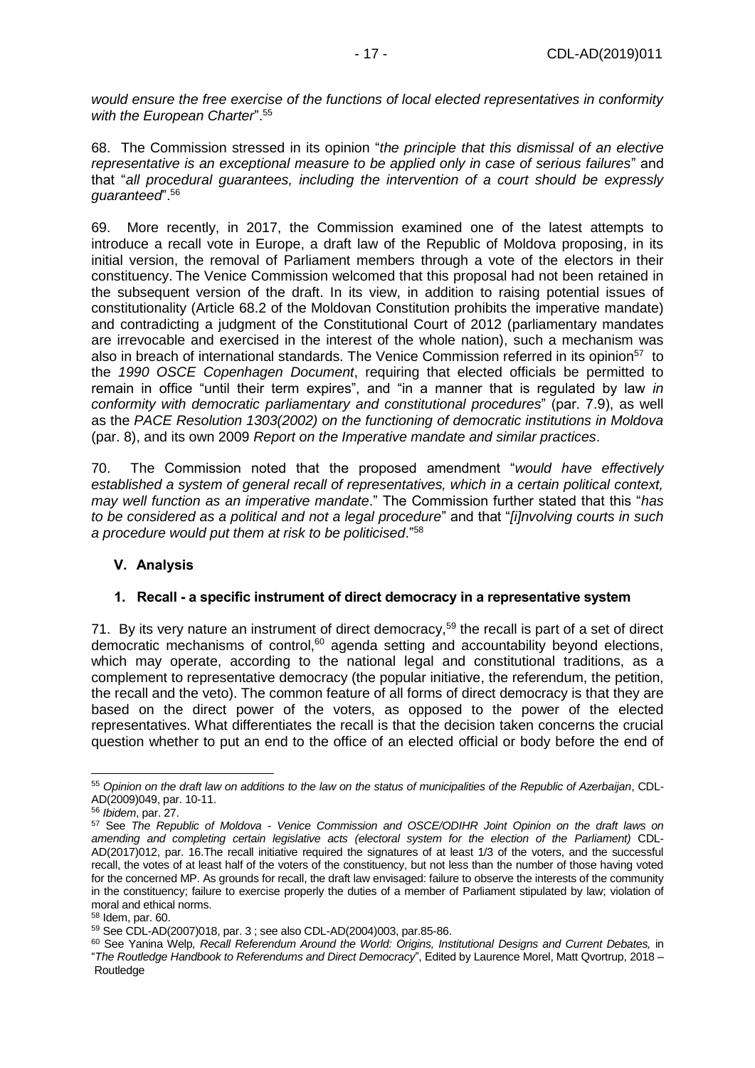*would ensure the free exercise of the functions of local elected representatives in conformity with the European Charter*".[55]

68. The Commission stressed in its opinion "*the principle that this dismissal of an elective representative is an exceptional measure to be applied only in case of serious failures*" and that "*all procedural guarantees, including the intervention of a court should be expressly guaranteed*".[56]

69. More recently, in 2017, the Commission examined one of the latest attempts to introduce a recall vote in Europe, a draft law of the Republic of Moldova proposing, in its initial version, the removal of Parliament members through a vote of the electors in their constituency. The Venice Commission welcomed that this proposal had not been retained in the subsequent version of the draft. In its view, in addition to raising potential issues of constitutionality (Article 68.2 of the Moldovan Constitution prohibits the imperative mandate) and contradicting a judgment of the Constitutional Court of 2012 (parliamentary mandates are irrevocable and exercised in the interest of the whole nation), such a mechanism was also in breach of international standards. The Venice Commission referred in its opinion[57] to the *1990 OSCE Copenhagen Document*, requiring that elected officials be permitted to remain in office "until their term expires", and "in a manner that is regulated by law *in conformity with democratic parliamentary and constitutional procedures*" (par. 7.9), as well as the *PACE Resolution 1303(2002) on the functioning of democratic institutions in Moldova* (par. 8), and its own 2009 *Report on the Imperative mandate and similar practices*.

70. The Commission noted that the proposed amendment "*would have effectively established a system of general recall of representatives, which in a certain political context, may well function as an imperative mandate*." The Commission further stated that this "*has to be considered as a political and not a legal procedure*" and that "*[i]nvolving courts in such a procedure would put them at risk to be politicised*."[58]

## V. Analysis

### 1. Recall - a specific instrument of direct democracy in a representative system

71. By its very nature an instrument of direct democracy,[59] the recall is part of a set of direct democratic mechanisms of control,[60] agenda setting and accountability beyond elections, which may operate, according to the national legal and constitutional traditions, as a complement to representative democracy (the popular initiative, the referendum, the petition, the recall and the veto). The common feature of all forms of direct democracy is that they are based on the direct power of the voters, as opposed to the power of the elected representatives. What differentiates the recall is that the decision taken concerns the crucial question whether to put an end to the office of an elected official or body before the end of

---

[55] *Opinion on the draft law on additions to the law on the status of municipalities of the Republic of Azerbaijan*, CDL-AD(2009)049, par. 10-11.

[56] *Ibidem*, par. 27.

[57] See *The Republic of Moldova - Venice Commission and OSCE/ODIHR Joint Opinion on the draft laws on amending and completing certain legislative acts (electoral system for the election of the Parliament)* CDL-AD(2017)012, par. 16.The recall initiative required the signatures of at least 1/3 of the voters, and the successful recall, the votes of at least half of the voters of the constituency, but not less than the number of those having voted for the concerned MP. As grounds for recall, the draft law envisaged: failure to observe the interests of the community in the constituency; failure to exercise properly the duties of a member of Parliament stipulated by law; violation of moral and ethical norms.

[58] Idem, par. 60.

[59] See CDL-AD(2007)018, par. 3 ; see also CDL-AD(2004)003, par.85-86.

[60] See Yanina Welp*, Recall Referendum Around the World: Origins, Institutional Designs and Current Debates,* in "*The Routledge Handbook to Referendums and Direct Democracy*", Edited by Laurence Morel, Matt Qvortrup, 2018 – Routledge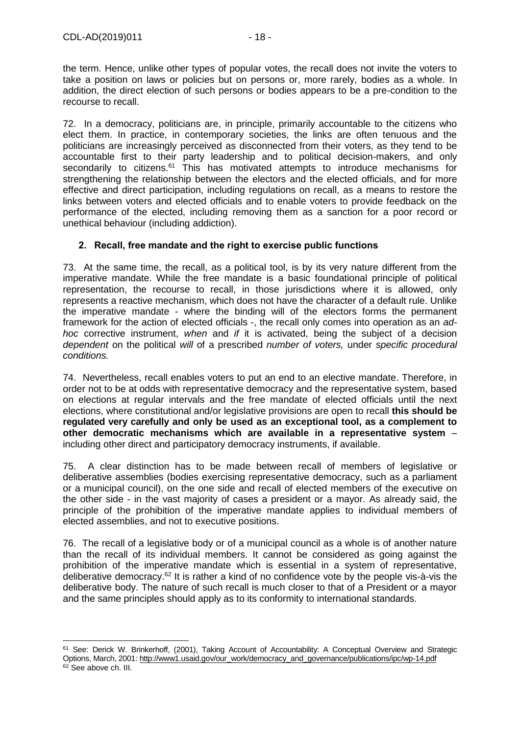the term. Hence, unlike other types of popular votes, the recall does not invite the voters to take a position on laws or policies but on persons or, more rarely, bodies as a whole. In addition, the direct election of such persons or bodies appears to be a pre-condition to the recourse to recall.

72. In a democracy, politicians are, in principle, primarily accountable to the citizens who elect them. In practice, in contemporary societies, the links are often tenuous and the politicians are increasingly perceived as disconnected from their voters, as they tend to be accountable first to their party leadership and to political decision-makers, and only secondarily to citizens.[61] This has motivated attempts to introduce mechanisms for strengthening the relationship between the electors and the elected officials, and for more effective and direct participation, including regulations on recall, as a means to restore the links between voters and elected officials and to enable voters to provide feedback on the performance of the elected, including removing them as a sanction for a poor record or unethical behaviour (including addiction).

### 2. Recall, free mandate and the right to exercise public functions

73. At the same time, the recall, as a political tool, is by its very nature different from the imperative mandate. While the free mandate is a basic foundational principle of political representation, the recourse to recall, in those jurisdictions where it is allowed, only represents a reactive mechanism, which does not have the character of a default rule. Unlike the imperative mandate - where the binding will of the electors forms the permanent framework for the action of elected officials -, the recall only comes into operation as an *ad-hoc* corrective instrument, *when* and *if* it is activated, being the subject of a decision *dependent* on the political *will* of a prescribed *number of voters,* under *specific procedural conditions.*

74. Nevertheless, recall enables voters to put an end to an elective mandate. Therefore, in order not to be at odds with representative democracy and the representative system, based on elections at regular intervals and the free mandate of elected officials until the next elections, where constitutional and/or legislative provisions are open to recall **this should be regulated very carefully and only be used as an exceptional tool, as a complement to other democratic mechanisms which are available in a representative system** – including other direct and participatory democracy instruments, if available.

75. A clear distinction has to be made between recall of members of legislative or deliberative assemblies (bodies exercising representative democracy, such as a parliament or a municipal council), on the one side and recall of elected members of the executive on the other side - in the vast majority of cases a president or a mayor. As already said, the principle of the prohibition of the imperative mandate applies to individual members of elected assemblies, and not to executive positions.

76. The recall of a legislative body or of a municipal council as a whole is of another nature than the recall of its individual members. It cannot be considered as going against the prohibition of the imperative mandate which is essential in a system of representative, deliberative democracy.[62] It is rather a kind of no confidence vote by the people vis-à-vis the deliberative body. The nature of such recall is much closer to that of a President or a mayor and the same principles should apply as to its conformity to international standards.

---

[61] See: Derick W. Brinkerhoff, (2001), Taking Account of Accountability: A Conceptual Overview and Strategic Options, March, 2001: http://www1.usaid.gov/our_work/democracy_and_governance/publications/ipc/wp-14.pdf

[62] See above ch. III.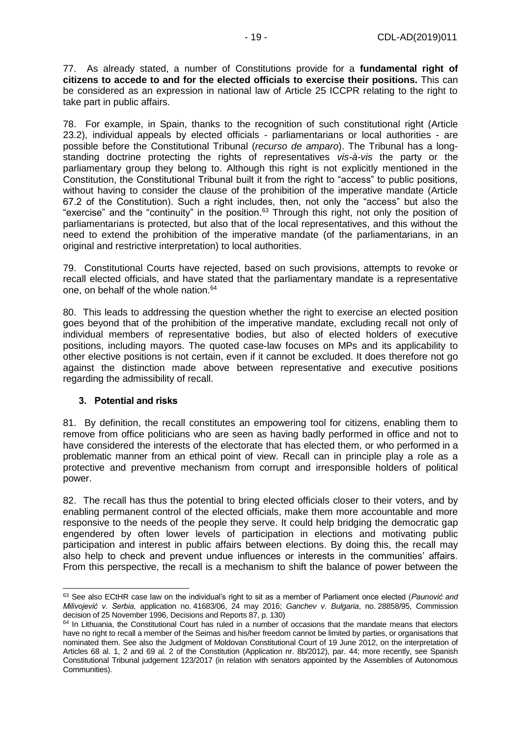77. As already stated, a number of Constitutions provide for a **fundamental right of citizens to accede to and for the elected officials to exercise their positions.** This can be considered as an expression in national law of Article 25 ICCPR relating to the right to take part in public affairs.

78. For example, in Spain, thanks to the recognition of such constitutional right (Article 23.2), individual appeals by elected officials - parliamentarians or local authorities - are possible before the Constitutional Tribunal (*recurso de amparo*). The Tribunal has a long-standing doctrine protecting the rights of representatives *vis-à-vis* the party or the parliamentary group they belong to. Although this right is not explicitly mentioned in the Constitution, the Constitutional Tribunal built it from the right to "access" to public positions, without having to consider the clause of the prohibition of the imperative mandate (Article 67.2 of the Constitution). Such a right includes, then, not only the "access" but also the "exercise" and the "continuity" in the position.[63] Through this right, not only the position of parliamentarians is protected, but also that of the local representatives, and this without the need to extend the prohibition of the imperative mandate (of the parliamentarians, in an original and restrictive interpretation) to local authorities.

79. Constitutional Courts have rejected, based on such provisions, attempts to revoke or recall elected officials, and have stated that the parliamentary mandate is a representative one, on behalf of the whole nation.[64]

80. This leads to addressing the question whether the right to exercise an elected position goes beyond that of the prohibition of the imperative mandate, excluding recall not only of individual members of representative bodies, but also of elected holders of executive positions, including mayors. The quoted case-law focuses on MPs and its applicability to other elective positions is not certain, even if it cannot be excluded. It does therefore not go against the distinction made above between representative and executive positions regarding the admissibility of recall.

### 3. Potential and risks

81. By definition, the recall constitutes an empowering tool for citizens, enabling them to remove from office politicians who are seen as having badly performed in office and not to have considered the interests of the electorate that has elected them, or who performed in a problematic manner from an ethical point of view. Recall can in principle play a role as a protective and preventive mechanism from corrupt and irresponsible holders of political power.

82. The recall has thus the potential to bring elected officials closer to their voters, and by enabling permanent control of the elected officials, make them more accountable and more responsive to the needs of the people they serve. It could help bridging the democratic gap engendered by often lower levels of participation in elections and motivating public participation and interest in public affairs between elections. By doing this, the recall may also help to check and prevent undue influences or interests in the communities' affairs. From this perspective, the recall is a mechanism to shift the balance of power between the

---

[63] See also ECtHR case law on the individual's right to sit as a member of Parliament once elected (*Paunović and Milivojević v. Serbia,* application no. 41683/06, 24 may 2016; *Ganchev v. Bulgaria*, no. 28858/95, Commission decision of 25 November 1996, Decisions and Reports 87, p. 130)

[64] In Lithuania, the Constitutional Court has ruled in a number of occasions that the mandate means that electors have no right to recall a member of the Seimas and his/her freedom cannot be limited by parties, or organisations that nominated them. See also the Judgment of Moldovan Constitutional Court of 19 June 2012, on the interpretation of Articles 68 al. 1, 2 and 69 al. 2 of the Constitution (Application nr. 8b/2012), par. 44; more recently, see Spanish Constitutional Tribunal judgement 123/2017 (in relation with senators appointed by the Assemblies of Autonomous Communities).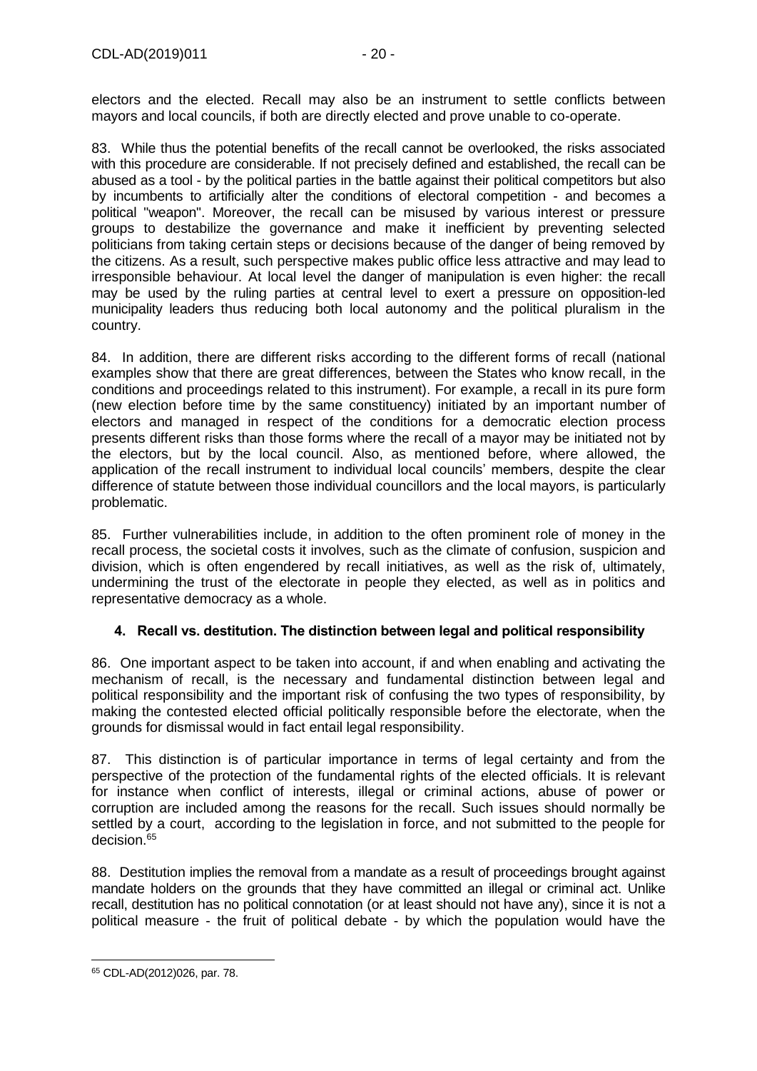electors and the elected. Recall may also be an instrument to settle conflicts between mayors and local councils, if both are directly elected and prove unable to co-operate.

83. While thus the potential benefits of the recall cannot be overlooked, the risks associated with this procedure are considerable. If not precisely defined and established, the recall can be abused as a tool - by the political parties in the battle against their political competitors but also by incumbents to artificially alter the conditions of electoral competition - and becomes a political "weapon". Moreover, the recall can be misused by various interest or pressure groups to destabilize the governance and make it inefficient by preventing selected politicians from taking certain steps or decisions because of the danger of being removed by the citizens. As a result, such perspective makes public office less attractive and may lead to irresponsible behaviour. At local level the danger of manipulation is even higher: the recall may be used by the ruling parties at central level to exert a pressure on opposition-led municipality leaders thus reducing both local autonomy and the political pluralism in the country.

84. In addition, there are different risks according to the different forms of recall (national examples show that there are great differences, between the States who know recall, in the conditions and proceedings related to this instrument). For example, a recall in its pure form (new election before time by the same constituency) initiated by an important number of electors and managed in respect of the conditions for a democratic election process presents different risks than those forms where the recall of a mayor may be initiated not by the electors, but by the local council. Also, as mentioned before, where allowed, the application of the recall instrument to individual local councils' members, despite the clear difference of statute between those individual councillors and the local mayors, is particularly problematic.

85. Further vulnerabilities include, in addition to the often prominent role of money in the recall process, the societal costs it involves, such as the climate of confusion, suspicion and division, which is often engendered by recall initiatives, as well as the risk of, ultimately, undermining the trust of the electorate in people they elected, as well as in politics and representative democracy as a whole.

### 4. Recall vs. destitution. The distinction between legal and political responsibility

86. One important aspect to be taken into account, if and when enabling and activating the mechanism of recall, is the necessary and fundamental distinction between legal and political responsibility and the important risk of confusing the two types of responsibility, by making the contested elected official politically responsible before the electorate, when the grounds for dismissal would in fact entail legal responsibility.

87. This distinction is of particular importance in terms of legal certainty and from the perspective of the protection of the fundamental rights of the elected officials. It is relevant for instance when conflict of interests, illegal or criminal actions, abuse of power or corruption are included among the reasons for the recall. Such issues should normally be settled by a court, according to the legislation in force, and not submitted to the people for decision.[65]

88. Destitution implies the removal from a mandate as a result of proceedings brought against mandate holders on the grounds that they have committed an illegal or criminal act. Unlike recall, destitution has no political connotation (or at least should not have any), since it is not a political measure - the fruit of political debate - by which the population would have the

---

[65] CDL-AD(2012)026, par. 78.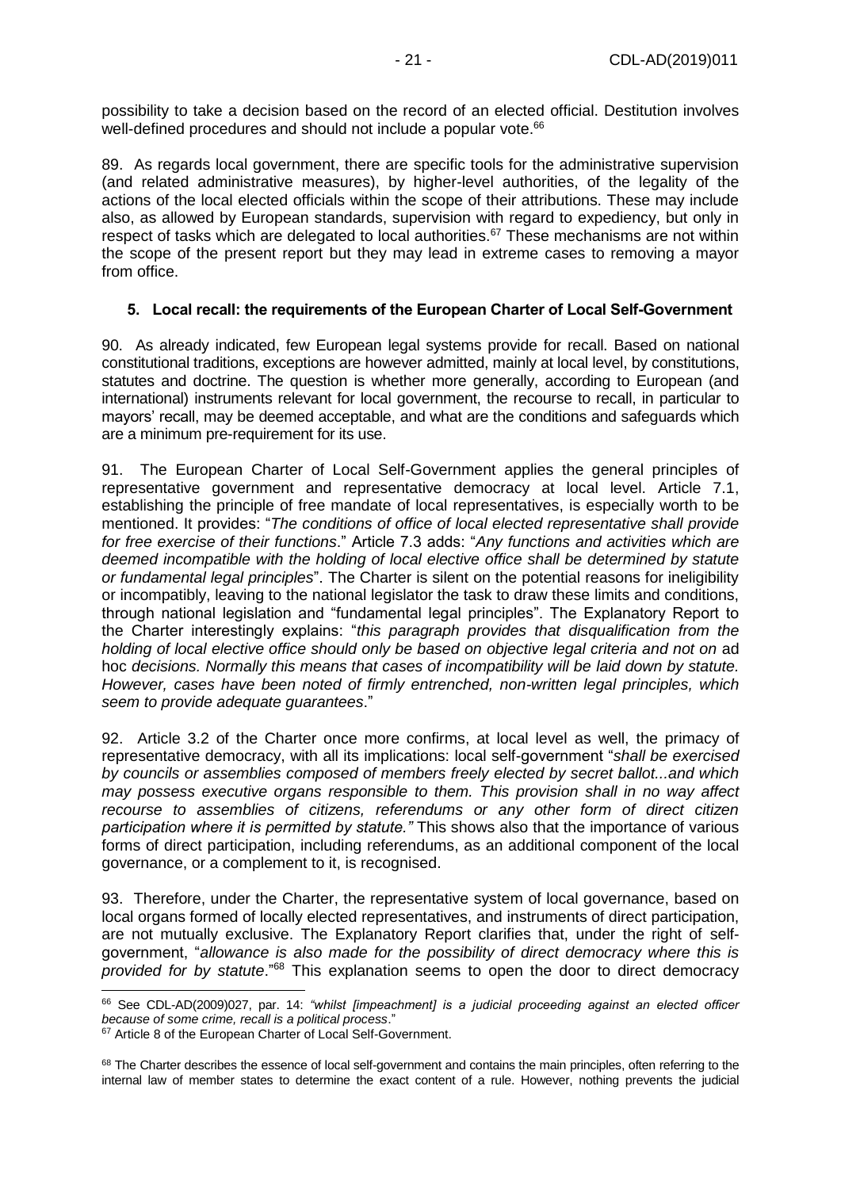possibility to take a decision based on the record of an elected official. Destitution involves well-defined procedures and should not include a popular vote.[66]

89. As regards local government, there are specific tools for the administrative supervision (and related administrative measures), by higher-level authorities, of the legality of the actions of the local elected officials within the scope of their attributions. These may include also, as allowed by European standards, supervision with regard to expediency, but only in respect of tasks which are delegated to local authorities.[67] These mechanisms are not within the scope of the present report but they may lead in extreme cases to removing a mayor from office.

### 5. Local recall: the requirements of the European Charter of Local Self-Government

90. As already indicated, few European legal systems provide for recall. Based on national constitutional traditions, exceptions are however admitted, mainly at local level, by constitutions, statutes and doctrine. The question is whether more generally, according to European (and international) instruments relevant for local government, the recourse to recall, in particular to mayors' recall, may be deemed acceptable, and what are the conditions and safeguards which are a minimum pre-requirement for its use.

91. The European Charter of Local Self-Government applies the general principles of representative government and representative democracy at local level. Article 7.1, establishing the principle of free mandate of local representatives, is especially worth to be mentioned. It provides: "*The conditions of office of local elected representative shall provide for free exercise of their functions*." Article 7.3 adds: "*Any functions and activities which are deemed incompatible with the holding of local elective office shall be determined by statute or fundamental legal principles*". The Charter is silent on the potential reasons for ineligibility or incompatibly, leaving to the national legislator the task to draw these limits and conditions, through national legislation and "fundamental legal principles". The Explanatory Report to the Charter interestingly explains: "*this paragraph provides that disqualification from the holding of local elective office should only be based on objective legal criteria and not on* ad hoc *decisions. Normally this means that cases of incompatibility will be laid down by statute. However, cases have been noted of firmly entrenched, non-written legal principles, which seem to provide adequate guarantees*."

92. Article 3.2 of the Charter once more confirms, at local level as well, the primacy of representative democracy, with all its implications: local self-government "*shall be exercised by councils or assemblies composed of members freely elected by secret ballot...and which may possess executive organs responsible to them. This provision shall in no way affect recourse to assemblies of citizens, referendums or any other form of direct citizen participation where it is permitted by statute."* This shows also that the importance of various forms of direct participation, including referendums, as an additional component of the local governance, or a complement to it, is recognised.

93. Therefore, under the Charter, the representative system of local governance, based on local organs formed of locally elected representatives, and instruments of direct participation, are not mutually exclusive. The Explanatory Report clarifies that, under the right of self-government, "*allowance is also made for the possibility of direct democracy where this is provided for by statute*."[68] This explanation seems to open the door to direct democracy

---

[66] See CDL-AD(2009)027, par. 14: *"whilst [impeachment] is a judicial proceeding against an elected officer because of some crime, recall is a political process*."

[67] Article 8 of the European Charter of Local Self-Government.

[68] The Charter describes the essence of local self-government and contains the main principles, often referring to the internal law of member states to determine the exact content of a rule. However, nothing prevents the judicial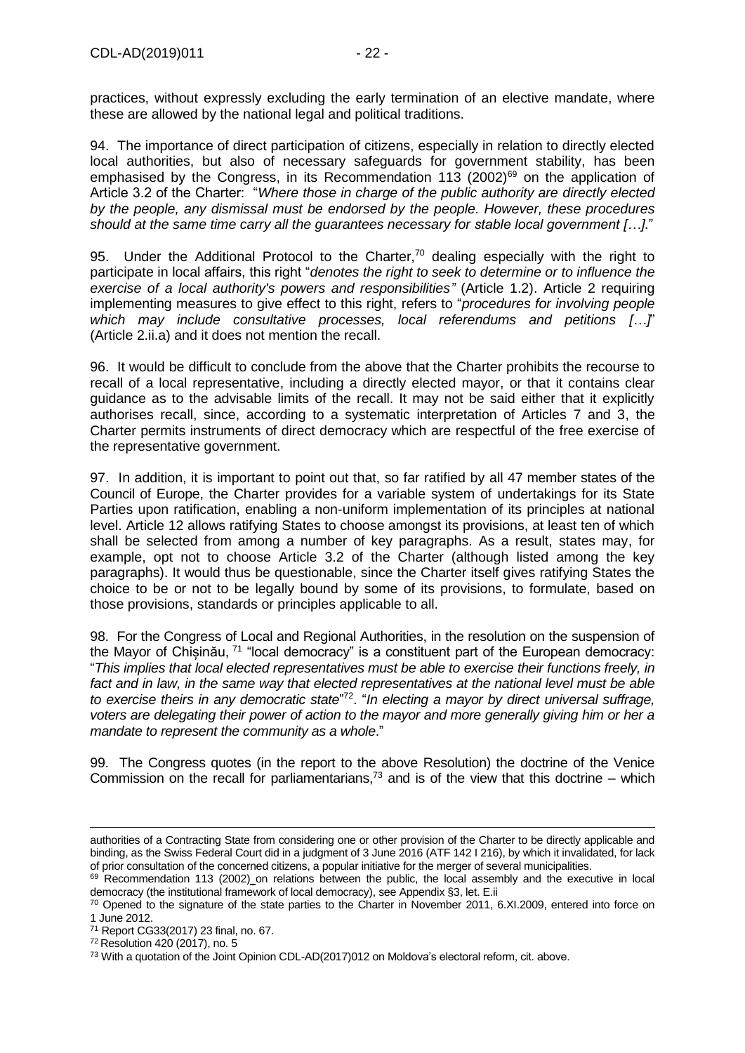practices, without expressly excluding the early termination of an elective mandate, where these are allowed by the national legal and political traditions.

94. The importance of direct participation of citizens, especially in relation to directly elected local authorities, but also of necessary safeguards for government stability, has been emphasised by the Congress, in its Recommendation 113 (2002)[69] on the application of Article 3.2 of the Charter: "*Where those in charge of the public authority are directly elected by the people, any dismissal must be endorsed by the people. However, these procedures should at the same time carry all the guarantees necessary for stable local government […]*."

95. Under the Additional Protocol to the Charter,[70] dealing especially with the right to participate in local affairs, this right "*denotes the right to seek to determine or to influence the exercise of a local authority's powers and responsibilities"* (Article 1.2). Article 2 requiring implementing measures to give effect to this right, refers to "*procedures for involving people which may include consultative processes, local referendums and petitions […]*" (Article 2.ii.a) and it does not mention the recall.

96. It would be difficult to conclude from the above that the Charter prohibits the recourse to recall of a local representative, including a directly elected mayor, or that it contains clear guidance as to the advisable limits of the recall. It may not be said either that it explicitly authorises recall, since, according to a systematic interpretation of Articles 7 and 3, the Charter permits instruments of direct democracy which are respectful of the free exercise of the representative government.

97. In addition, it is important to point out that, so far ratified by all 47 member states of the Council of Europe, the Charter provides for a variable system of undertakings for its State Parties upon ratification, enabling a non-uniform implementation of its principles at national level. Article 12 allows ratifying States to choose amongst its provisions, at least ten of which shall be selected from among a number of key paragraphs. As a result, states may, for example, opt not to choose Article 3.2 of the Charter (although listed among the key paragraphs). It would thus be questionable, since the Charter itself gives ratifying States the choice to be or not to be legally bound by some of its provisions, to formulate, based on those provisions, standards or principles applicable to all.

98. For the Congress of Local and Regional Authorities, in the resolution on the suspension of the Mayor of Chișinău, [71] "local democracy" is a constituent part of the European democracy: "*This implies that local elected representatives must be able to exercise their functions freely, in fact and in law, in the same way that elected representatives at the national level must be able to exercise theirs in any democratic state*"[72]. "*In electing a mayor by direct universal suffrage, voters are delegating their power of action to the mayor and more generally giving him or her a mandate to represent the community as a whole*."

99. The Congress quotes (in the report to the above Resolution) the doctrine of the Venice Commission on the recall for parliamentarians,[73] and is of the view that this doctrine – which

---

authorities of a Contracting State from considering one or other provision of the Charter to be directly applicable and binding, as the Swiss Federal Court did in a judgment of 3 June 2016 (ATF 142 I 216), by which it invalidated, for lack of prior consultation of the concerned citizens, a popular initiative for the merger of several municipalities.

[69] Recommendation 113 (2002) on relations between the public, the local assembly and the executive in local democracy (the institutional framework of local democracy), see Appendix §3, let. E.ii

[70] Opened to the signature of the state parties to the Charter in November 2011, 6.XI.2009, entered into force on 1 June 2012.

[71] Report CG33(2017) 23 final, no. 67.

[72] Resolution 420 (2017), no. 5

[73] With a quotation of the Joint Opinion CDL-AD(2017)012 on Moldova's electoral reform, cit. above.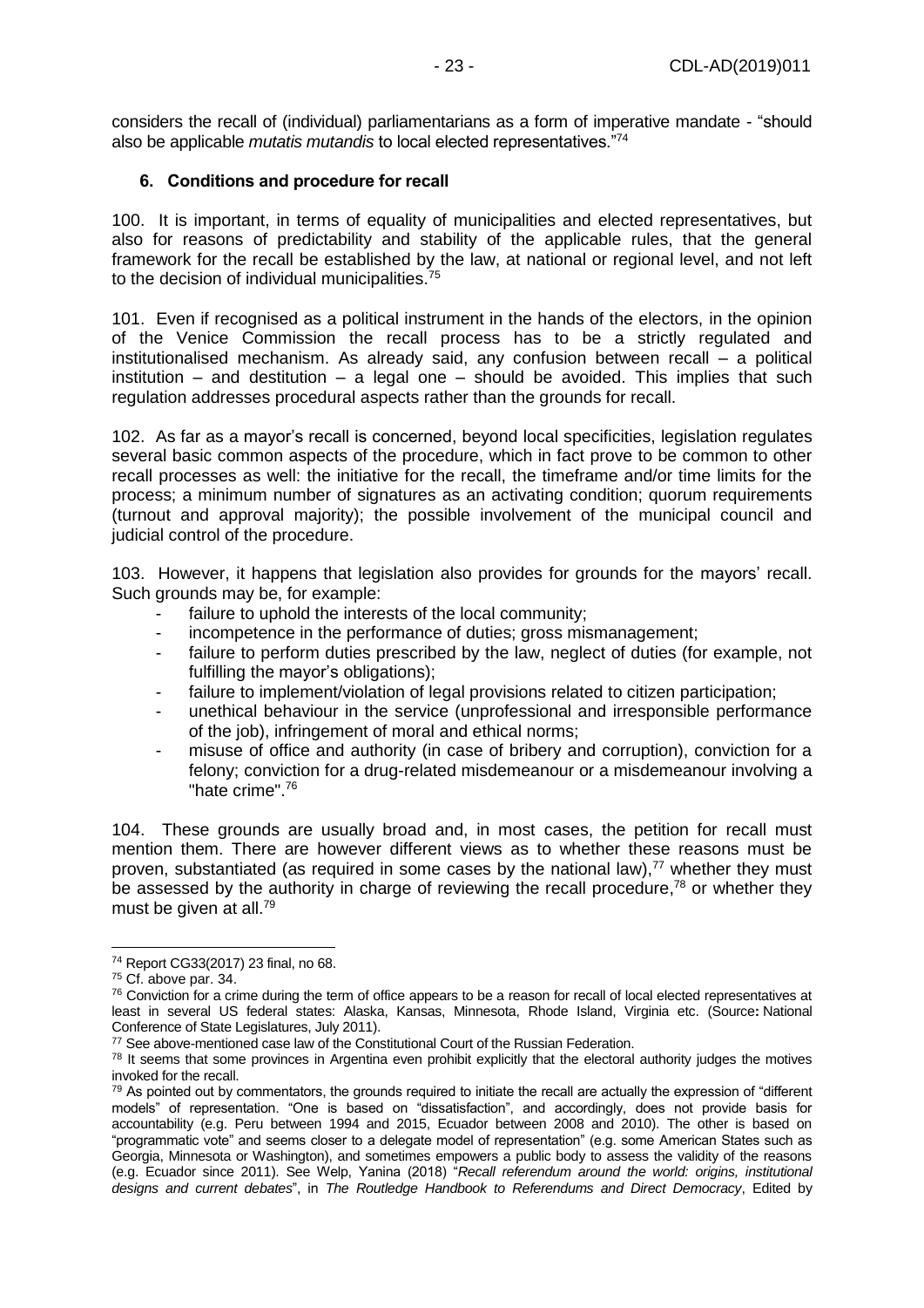considers the recall of (individual) parliamentarians as a form of imperative mandate - "should also be applicable *mutatis mutandis* to local elected representatives."[74]

### 6. Conditions and procedure for recall

100. It is important, in terms of equality of municipalities and elected representatives, but also for reasons of predictability and stability of the applicable rules, that the general framework for the recall be established by the law, at national or regional level, and not left to the decision of individual municipalities.[75]

101. Even if recognised as a political instrument in the hands of the electors, in the opinion of the Venice Commission the recall process has to be a strictly regulated and institutionalised mechanism. As already said, any confusion between recall – a political institution – and destitution – a legal one – should be avoided. This implies that such regulation addresses procedural aspects rather than the grounds for recall.

102. As far as a mayor's recall is concerned, beyond local specificities, legislation regulates several basic common aspects of the procedure, which in fact prove to be common to other recall processes as well: the initiative for the recall, the timeframe and/or time limits for the process; a minimum number of signatures as an activating condition; quorum requirements (turnout and approval majority); the possible involvement of the municipal council and judicial control of the procedure.

103. However, it happens that legislation also provides for grounds for the mayors' recall. Such grounds may be, for example:

- failure to uphold the interests of the local community;
- incompetence in the performance of duties; gross mismanagement;
- failure to perform duties prescribed by the law, neglect of duties (for example, not fulfilling the mayor's obligations);
- failure to implement/violation of legal provisions related to citizen participation;
- unethical behaviour in the service (unprofessional and irresponsible performance of the job), infringement of moral and ethical norms;
- misuse of office and authority (in case of bribery and corruption), conviction for a felony; conviction for a drug-related misdemeanour or a misdemeanour involving a "hate crime".[76]

104. These grounds are usually broad and, in most cases, the petition for recall must mention them. There are however different views as to whether these reasons must be proven, substantiated (as required in some cases by the national law),[77] whether they must be assessed by the authority in charge of reviewing the recall procedure,[78] or whether they must be given at all.[79]

---

[74] Report CG33(2017) 23 final, no 68.

[75] Cf. above par. 34.

[76] Conviction for a crime during the term of office appears to be a reason for recall of local elected representatives at least in several US federal states: Alaska, Kansas, Minnesota, Rhode Island, Virginia etc. (Source**:** National Conference of State Legislatures, July 2011).

[77] See above-mentioned case law of the Constitutional Court of the Russian Federation.

[78] It seems that some provinces in Argentina even prohibit explicitly that the electoral authority judges the motives invoked for the recall.

[79] As pointed out by commentators, the grounds required to initiate the recall are actually the expression of "different models" of representation. "One is based on "dissatisfaction", and accordingly, does not provide basis for accountability (e.g. Peru between 1994 and 2015, Ecuador between 2008 and 2010). The other is based on "programmatic vote" and seems closer to a delegate model of representation" (e.g. some American States such as Georgia, Minnesota or Washington), and sometimes empowers a public body to assess the validity of the reasons (e.g. Ecuador since 2011). See Welp, Yanina (2018) "*Recall referendum around the world: origins, institutional designs and current debates*", in *The Routledge Handbook to Referendums and Direct Democracy*, Edited by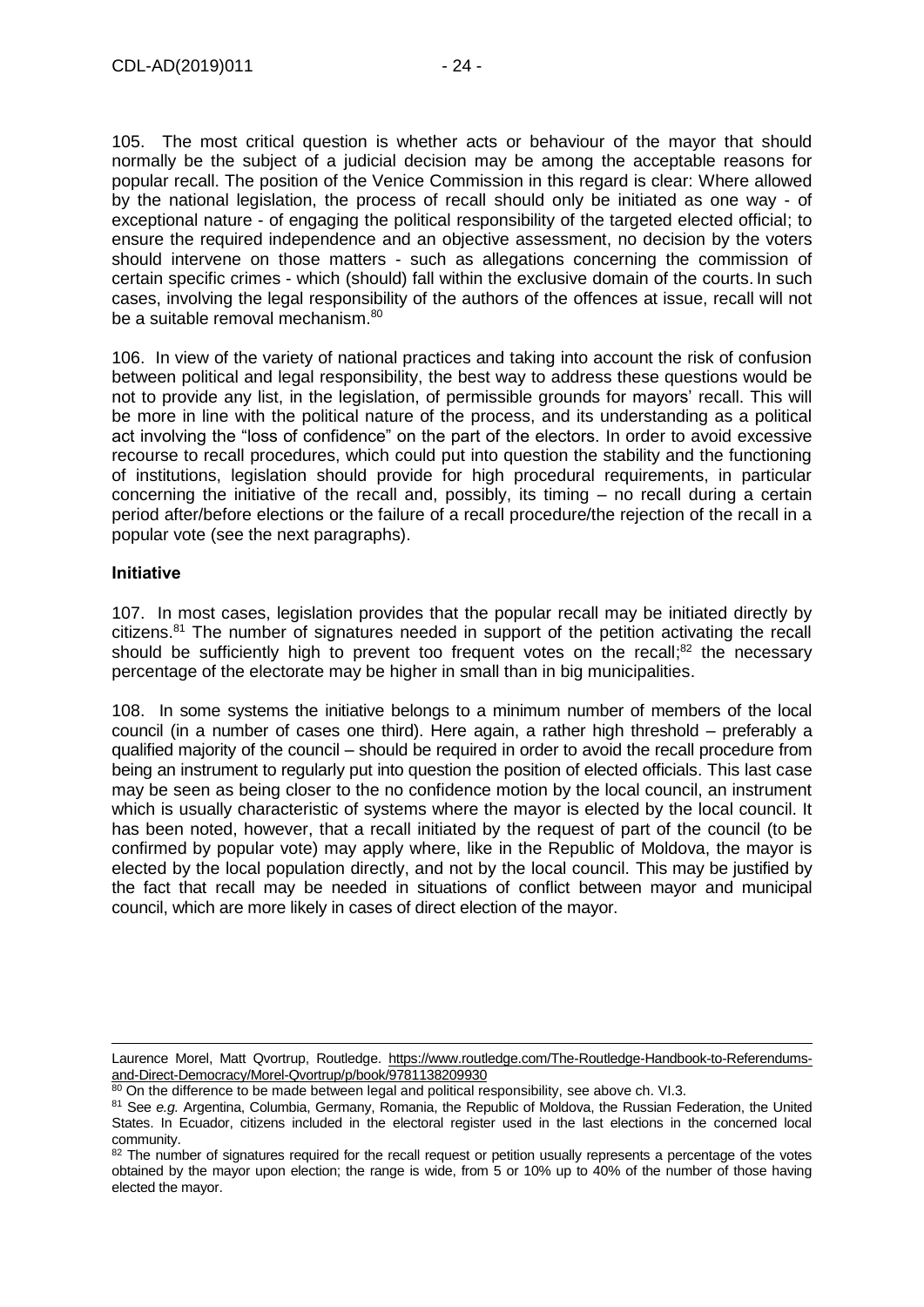105. The most critical question is whether acts or behaviour of the mayor that should normally be the subject of a judicial decision may be among the acceptable reasons for popular recall. The position of the Venice Commission in this regard is clear: Where allowed by the national legislation, the process of recall should only be initiated as one way - of exceptional nature - of engaging the political responsibility of the targeted elected official; to ensure the required independence and an objective assessment, no decision by the voters should intervene on those matters - such as allegations concerning the commission of certain specific crimes - which (should) fall within the exclusive domain of the courts. In such cases, involving the legal responsibility of the authors of the offences at issue, recall will not be a suitable removal mechanism.[80]

106. In view of the variety of national practices and taking into account the risk of confusion between political and legal responsibility, the best way to address these questions would be not to provide any list, in the legislation, of permissible grounds for mayors' recall. This will be more in line with the political nature of the process, and its understanding as a political act involving the "loss of confidence" on the part of the electors. In order to avoid excessive recourse to recall procedures, which could put into question the stability and the functioning of institutions, legislation should provide for high procedural requirements, in particular concerning the initiative of the recall and, possibly, its timing – no recall during a certain period after/before elections or the failure of a recall procedure/the rejection of the recall in a popular vote (see the next paragraphs).

**Initiative**

107. In most cases, legislation provides that the popular recall may be initiated directly by citizens.[81] The number of signatures needed in support of the petition activating the recall should be sufficiently high to prevent too frequent votes on the recall;[82] the necessary percentage of the electorate may be higher in small than in big municipalities.

108. In some systems the initiative belongs to a minimum number of members of the local council (in a number of cases one third). Here again, a rather high threshold – preferably a qualified majority of the council – should be required in order to avoid the recall procedure from being an instrument to regularly put into question the position of elected officials. This last case may be seen as being closer to the no confidence motion by the local council, an instrument which is usually characteristic of systems where the mayor is elected by the local council. It has been noted, however, that a recall initiated by the request of part of the council (to be confirmed by popular vote) may apply where, like in the Republic of Moldova, the mayor is elected by the local population directly, and not by the local council. This may be justified by the fact that recall may be needed in situations of conflict between mayor and municipal council, which are more likely in cases of direct election of the mayor.

---

Laurence Morel, Matt Qvortrup, Routledge. https://www.routledge.com/The-Routledge-Handbook-to-Referendums-and-Direct-Democracy/Morel-Qvortrup/p/book/9781138209930

[80] On the difference to be made between legal and political responsibility, see above ch. VI.3.

[81] See *e.g.* Argentina, Columbia, Germany, Romania, the Republic of Moldova, the Russian Federation, the United States. In Ecuador, citizens included in the electoral register used in the last elections in the concerned local community.

[82] The number of signatures required for the recall request or petition usually represents a percentage of the votes obtained by the mayor upon election; the range is wide, from 5 or 10% up to 40% of the number of those having elected the mayor.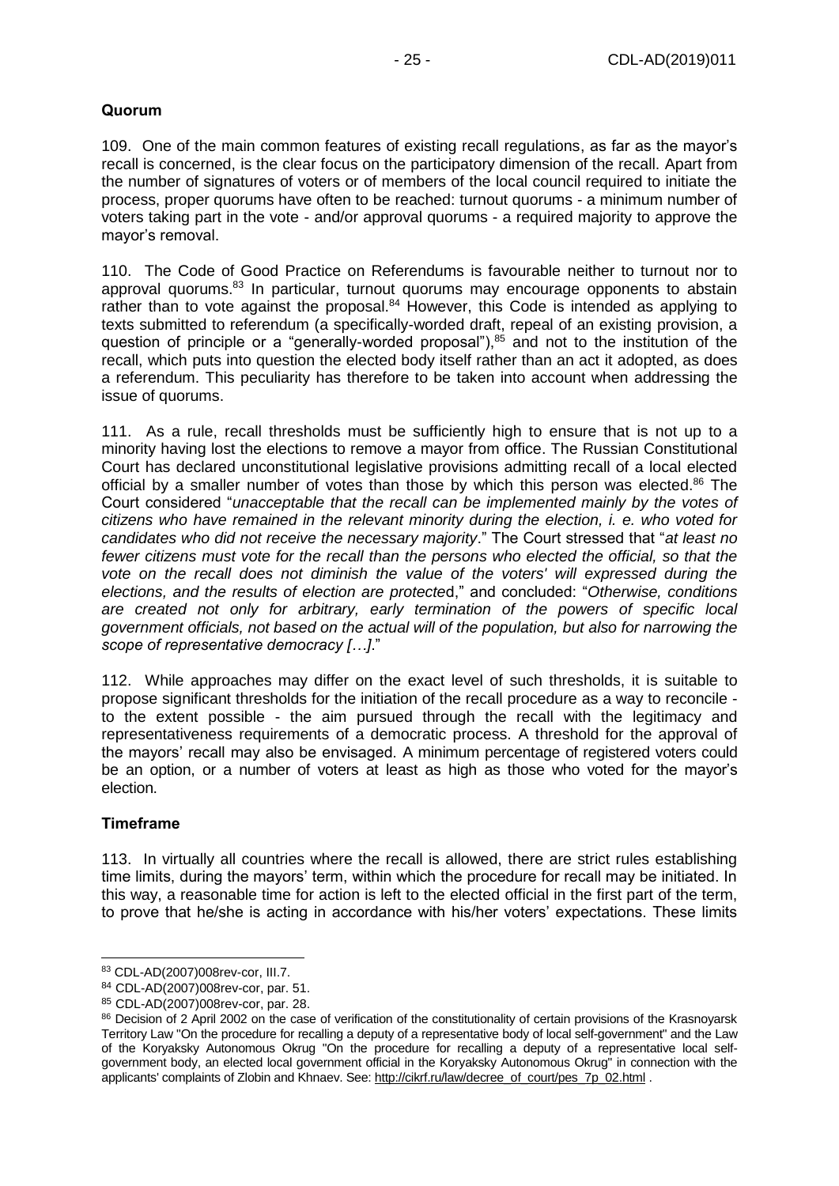### Quorum

109. One of the main common features of existing recall regulations, as far as the mayor's recall is concerned, is the clear focus on the participatory dimension of the recall. Apart from the number of signatures of voters or of members of the local council required to initiate the process, proper quorums have often to be reached: turnout quorums - a minimum number of voters taking part in the vote - and/or approval quorums - a required majority to approve the mayor's removal.

110. The Code of Good Practice on Referendums is favourable neither to turnout nor to approval quorums.[83] In particular, turnout quorums may encourage opponents to abstain rather than to vote against the proposal.[84] However, this Code is intended as applying to texts submitted to referendum (a specifically-worded draft, repeal of an existing provision, a question of principle or a "generally-worded proposal"),[85] and not to the institution of the recall, which puts into question the elected body itself rather than an act it adopted, as does a referendum. This peculiarity has therefore to be taken into account when addressing the issue of quorums.

111. As a rule, recall thresholds must be sufficiently high to ensure that is not up to a minority having lost the elections to remove a mayor from office. The Russian Constitutional Court has declared unconstitutional legislative provisions admitting recall of a local elected official by a smaller number of votes than those by which this person was elected.[86] The Court considered "*unacceptable that the recall can be implemented mainly by the votes of citizens who have remained in the relevant minority during the election, i. e. who voted for candidates who did not receive the necessary majority*." The Court stressed that "*at least no fewer citizens must vote for the recall than the persons who elected the official, so that the vote on the recall does not diminish the value of the voters' will expressed during the elections, and the results of election are protecte*d," and concluded: "*Otherwise, conditions are created not only for arbitrary, early termination of the powers of specific local government officials, not based on the actual will of the population, but also for narrowing the scope of representative democracy […]*."

112. While approaches may differ on the exact level of such thresholds, it is suitable to propose significant thresholds for the initiation of the recall procedure as a way to reconcile - to the extent possible - the aim pursued through the recall with the legitimacy and representativeness requirements of a democratic process. A threshold for the approval of the mayors' recall may also be envisaged. A minimum percentage of registered voters could be an option, or a number of voters at least as high as those who voted for the mayor's election.

### Timeframe

113. In virtually all countries where the recall is allowed, there are strict rules establishing time limits, during the mayors' term, within which the procedure for recall may be initiated. In this way, a reasonable time for action is left to the elected official in the first part of the term, to prove that he/she is acting in accordance with his/her voters' expectations. These limits

---

[83] CDL-AD(2007)008rev-cor, III.7.

[84] CDL-AD(2007)008rev-cor, par. 51.

[85] CDL-AD(2007)008rev-cor, par. 28.

[86] Decision of 2 April 2002 on the case of verification of the constitutionality of certain provisions of the Krasnoyarsk Territory Law "On the procedure for recalling a deputy of a representative body of local self-government" and the Law of the Koryaksky Autonomous Okrug "On the procedure for recalling a deputy of a representative local self-government body, an elected local government official in the Koryaksky Autonomous Okrug" in connection with the applicants' complaints of Zlobin and Khnaev. See: http://cikrf.ru/law/decree_of_court/pes_7p_02.html .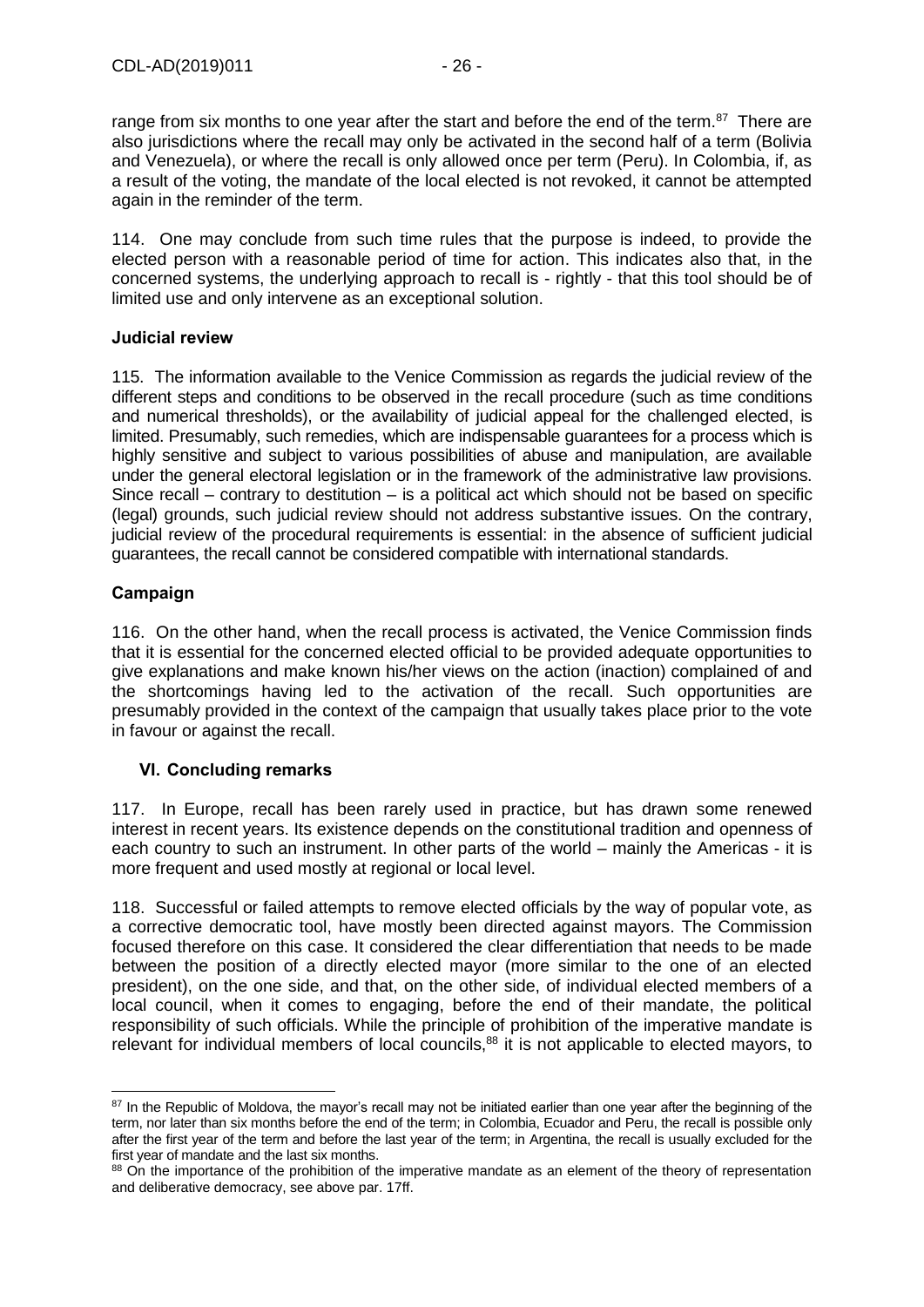range from six months to one year after the start and before the end of the term.[87] There are also jurisdictions where the recall may only be activated in the second half of a term (Bolivia and Venezuela), or where the recall is only allowed once per term (Peru). In Colombia, if, as a result of the voting, the mandate of the local elected is not revoked, it cannot be attempted again in the reminder of the term.

114. One may conclude from such time rules that the purpose is indeed, to provide the elected person with a reasonable period of time for action. This indicates also that, in the concerned systems, the underlying approach to recall is - rightly - that this tool should be of limited use and only intervene as an exceptional solution.

### Judicial review

115. The information available to the Venice Commission as regards the judicial review of the different steps and conditions to be observed in the recall procedure (such as time conditions and numerical thresholds), or the availability of judicial appeal for the challenged elected, is limited. Presumably, such remedies, which are indispensable guarantees for a process which is highly sensitive and subject to various possibilities of abuse and manipulation, are available under the general electoral legislation or in the framework of the administrative law provisions. Since recall – contrary to destitution – is a political act which should not be based on specific (legal) grounds, such judicial review should not address substantive issues. On the contrary, judicial review of the procedural requirements is essential: in the absence of sufficient judicial guarantees, the recall cannot be considered compatible with international standards.

### Campaign

116. On the other hand, when the recall process is activated, the Venice Commission finds that it is essential for the concerned elected official to be provided adequate opportunities to give explanations and make known his/her views on the action (inaction) complained of and the shortcomings having led to the activation of the recall. Such opportunities are presumably provided in the context of the campaign that usually takes place prior to the vote in favour or against the recall.

## VI. Concluding remarks

117. In Europe, recall has been rarely used in practice, but has drawn some renewed interest in recent years. Its existence depends on the constitutional tradition and openness of each country to such an instrument. In other parts of the world – mainly the Americas - it is more frequent and used mostly at regional or local level.

118. Successful or failed attempts to remove elected officials by the way of popular vote, as a corrective democratic tool, have mostly been directed against mayors. The Commission focused therefore on this case. It considered the clear differentiation that needs to be made between the position of a directly elected mayor (more similar to the one of an elected president), on the one side, and that, on the other side, of individual elected members of a local council, when it comes to engaging, before the end of their mandate, the political responsibility of such officials. While the principle of prohibition of the imperative mandate is relevant for individual members of local councils,[88] it is not applicable to elected mayors, to

---

[87] In the Republic of Moldova, the mayor's recall may not be initiated earlier than one year after the beginning of the term, nor later than six months before the end of the term; in Colombia, Ecuador and Peru, the recall is possible only after the first year of the term and before the last year of the term; in Argentina, the recall is usually excluded for the first year of mandate and the last six months.

[88] On the importance of the prohibition of the imperative mandate as an element of the theory of representation and deliberative democracy, see above par. 17ff.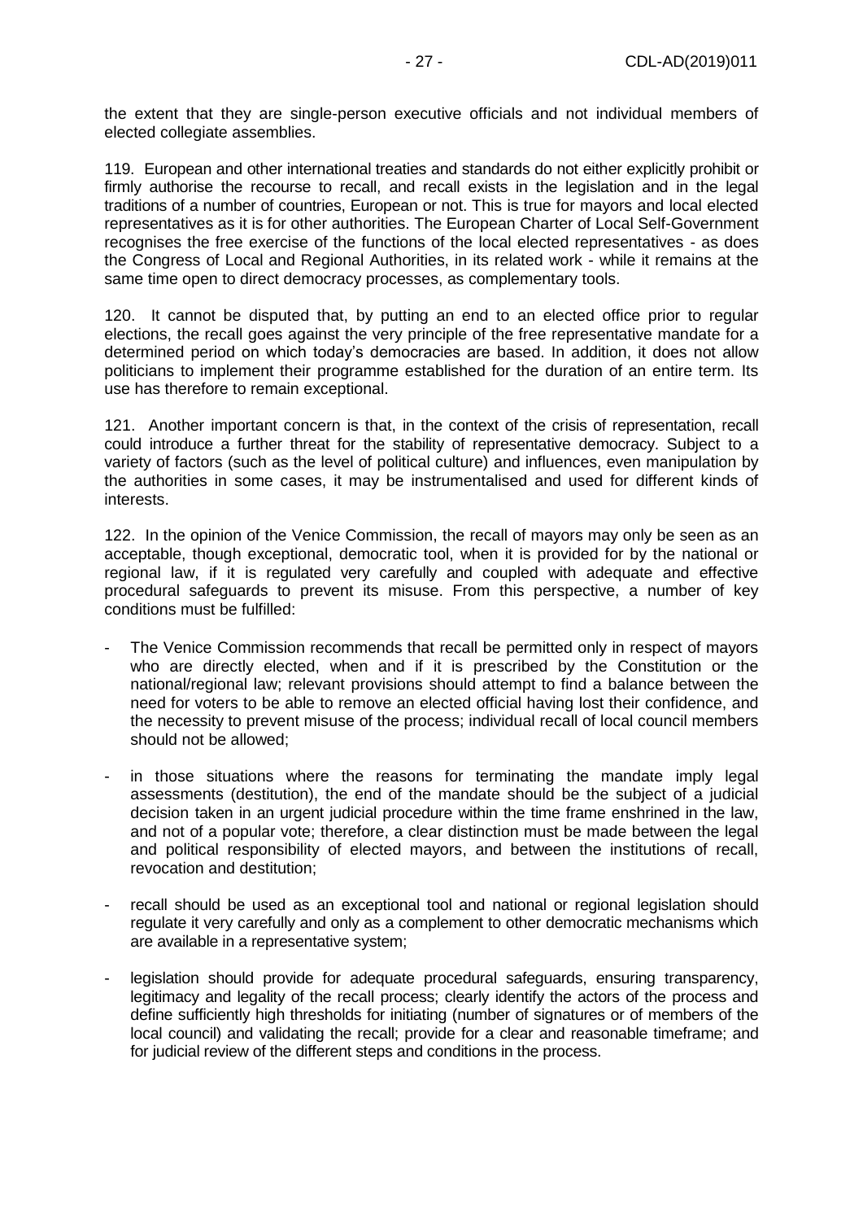the extent that they are single-person executive officials and not individual members of elected collegiate assemblies.

119. European and other international treaties and standards do not either explicitly prohibit or firmly authorise the recourse to recall, and recall exists in the legislation and in the legal traditions of a number of countries, European or not. This is true for mayors and local elected representatives as it is for other authorities. The European Charter of Local Self-Government recognises the free exercise of the functions of the local elected representatives - as does the Congress of Local and Regional Authorities, in its related work - while it remains at the same time open to direct democracy processes, as complementary tools.

120. It cannot be disputed that, by putting an end to an elected office prior to regular elections, the recall goes against the very principle of the free representative mandate for a determined period on which today's democracies are based. In addition, it does not allow politicians to implement their programme established for the duration of an entire term. Its use has therefore to remain exceptional.

121. Another important concern is that, in the context of the crisis of representation, recall could introduce a further threat for the stability of representative democracy. Subject to a variety of factors (such as the level of political culture) and influences, even manipulation by the authorities in some cases, it may be instrumentalised and used for different kinds of interests.

122. In the opinion of the Venice Commission, the recall of mayors may only be seen as an acceptable, though exceptional, democratic tool, when it is provided for by the national or regional law, if it is regulated very carefully and coupled with adequate and effective procedural safeguards to prevent its misuse. From this perspective, a number of key conditions must be fulfilled:

- The Venice Commission recommends that recall be permitted only in respect of mayors who are directly elected, when and if it is prescribed by the Constitution or the national/regional law; relevant provisions should attempt to find a balance between the need for voters to be able to remove an elected official having lost their confidence, and the necessity to prevent misuse of the process; individual recall of local council members should not be allowed;

- in those situations where the reasons for terminating the mandate imply legal assessments (destitution), the end of the mandate should be the subject of a judicial decision taken in an urgent judicial procedure within the time frame enshrined in the law, and not of a popular vote; therefore, a clear distinction must be made between the legal and political responsibility of elected mayors, and between the institutions of recall, revocation and destitution;

- recall should be used as an exceptional tool and national or regional legislation should regulate it very carefully and only as a complement to other democratic mechanisms which are available in a representative system;

- legislation should provide for adequate procedural safeguards, ensuring transparency, legitimacy and legality of the recall process; clearly identify the actors of the process and define sufficiently high thresholds for initiating (number of signatures or of members of the local council) and validating the recall; provide for a clear and reasonable timeframe; and for judicial review of the different steps and conditions in the process.